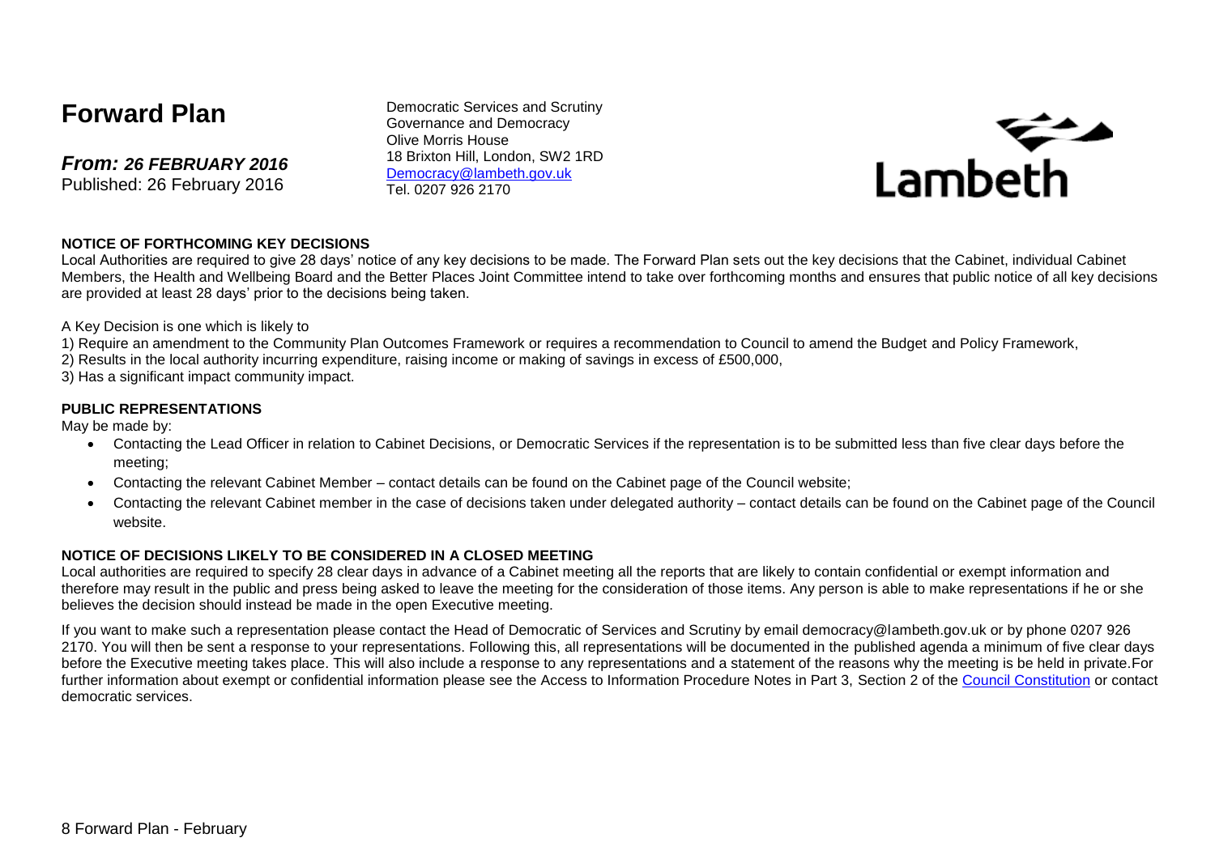# Forward Plan

***From: 26 FEBRUARY 2016***
Published: 26 February 2016

Democratic Services and Scrutiny
Governance and Democracy
Olive Morris House
18 Brixton Hill, London, SW2 1RD
Democracy@lambeth.gov.uk
Tel. 0207 926 2170

Lambeth

**NOTICE OF FORTHCOMING KEY DECISIONS**

Local Authorities are required to give 28 days' notice of any key decisions to be made. The Forward Plan sets out the key decisions that the Cabinet, individual Cabinet Members, the Health and Wellbeing Board and the Better Places Joint Committee intend to take over forthcoming months and ensures that public notice of all key decisions are provided at least 28 days' prior to the decisions being taken.

A Key Decision is one which is likely to

1) Require an amendment to the Community Plan Outcomes Framework or requires a recommendation to Council to amend the Budget and Policy Framework,
2) Results in the local authority incurring expenditure, raising income or making of savings in excess of £500,000,
3) Has a significant impact community impact.

**PUBLIC REPRESENTATIONS**

May be made by:

- Contacting the Lead Officer in relation to Cabinet Decisions, or Democratic Services if the representation is to be submitted less than five clear days before the meeting;
- Contacting the relevant Cabinet Member – contact details can be found on the Cabinet page of the Council website;
- Contacting the relevant Cabinet member in the case of decisions taken under delegated authority – contact details can be found on the Cabinet page of the Council website.

**NOTICE OF DECISIONS LIKELY TO BE CONSIDERED IN A CLOSED MEETING**

Local authorities are required to specify 28 clear days in advance of a Cabinet meeting all the reports that are likely to contain confidential or exempt information and therefore may result in the public and press being asked to leave the meeting for the consideration of those items. Any person is able to make representations if he or she believes the decision should instead be made in the open Executive meeting.

If you want to make such a representation please contact the Head of Democratic of Services and Scrutiny by email democracy@lambeth.gov.uk or by phone 0207 926 2170. You will then be sent a response to your representations. Following this, all representations will be documented in the published agenda a minimum of five clear days before the Executive meeting takes place. This will also include a response to any representations and a statement of the reasons why the meeting is be held in private.For further information about exempt or confidential information please see the Access to Information Procedure Notes in Part 3, Section 2 of the Council Constitution or contact democratic services.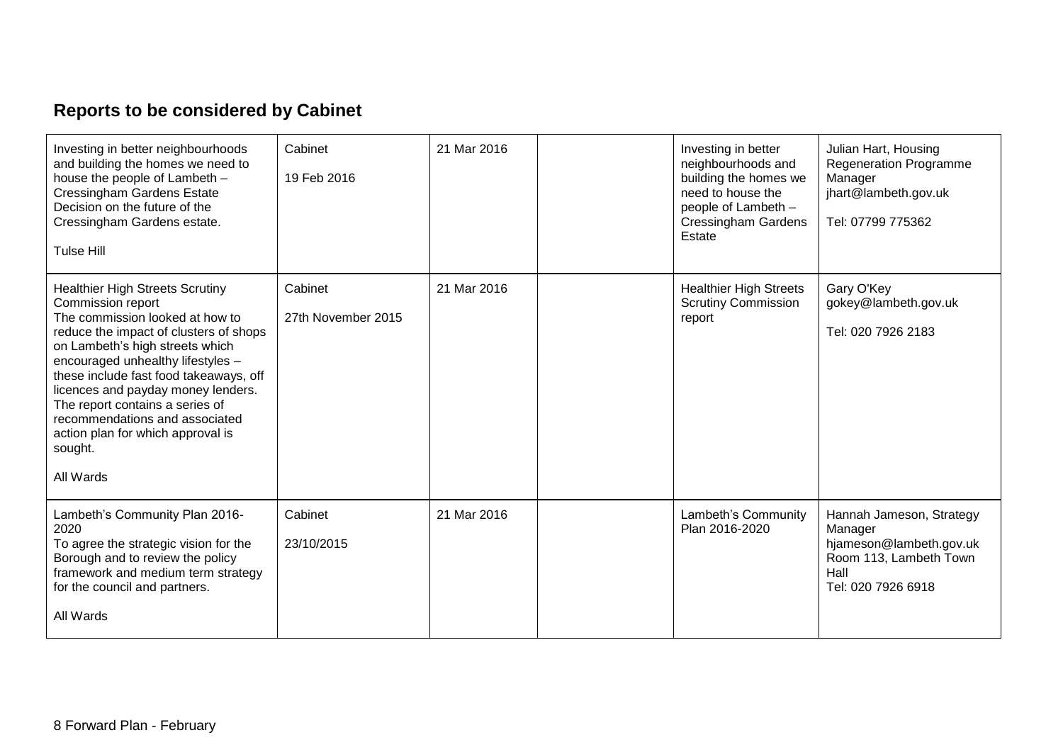## Reports to be considered by Cabinet

| | | | | | |
|---|---|---|---|---|---|
| Investing in better neighbourhoods and building the homes we need to house the people of Lambeth – Cressingham Gardens Estate<br>Decision on the future of the Cressingham Gardens estate.<br><br>Tulse Hill | Cabinet<br><br>19 Feb 2016 | 21 Mar 2016 | | Investing in better neighbourhoods and building the homes we need to house the people of Lambeth – Cressingham Gardens Estate | Julian Hart, Housing Regeneration Programme Manager<br>jhart@lambeth.gov.uk<br><br>Tel: 07799 775362 |
| Healthier High Streets Scrutiny Commission report<br>The commission looked at how to reduce the impact of clusters of shops on Lambeth's high streets which encouraged unhealthy lifestyles – these include fast food takeaways, off licences and payday money lenders. The report contains a series of recommendations and associated action plan for which approval is sought.<br><br>All Wards | Cabinet<br><br>27th November 2015 | 21 Mar 2016 | | Healthier High Streets Scrutiny Commission report | Gary O'Key<br>gokey@lambeth.gov.uk<br><br>Tel: 020 7926 2183 |
| Lambeth's Community Plan 2016-2020<br>To agree the strategic vision for the Borough and to review the policy framework and medium term strategy for the council and partners.<br><br>All Wards | Cabinet<br><br>23/10/2015 | 21 Mar 2016 | | Lambeth's Community Plan 2016-2020 | Hannah Jameson, Strategy Manager<br>hjameson@lambeth.gov.uk<br>Room 113, Lambeth Town Hall<br>Tel: 020 7926 6918 |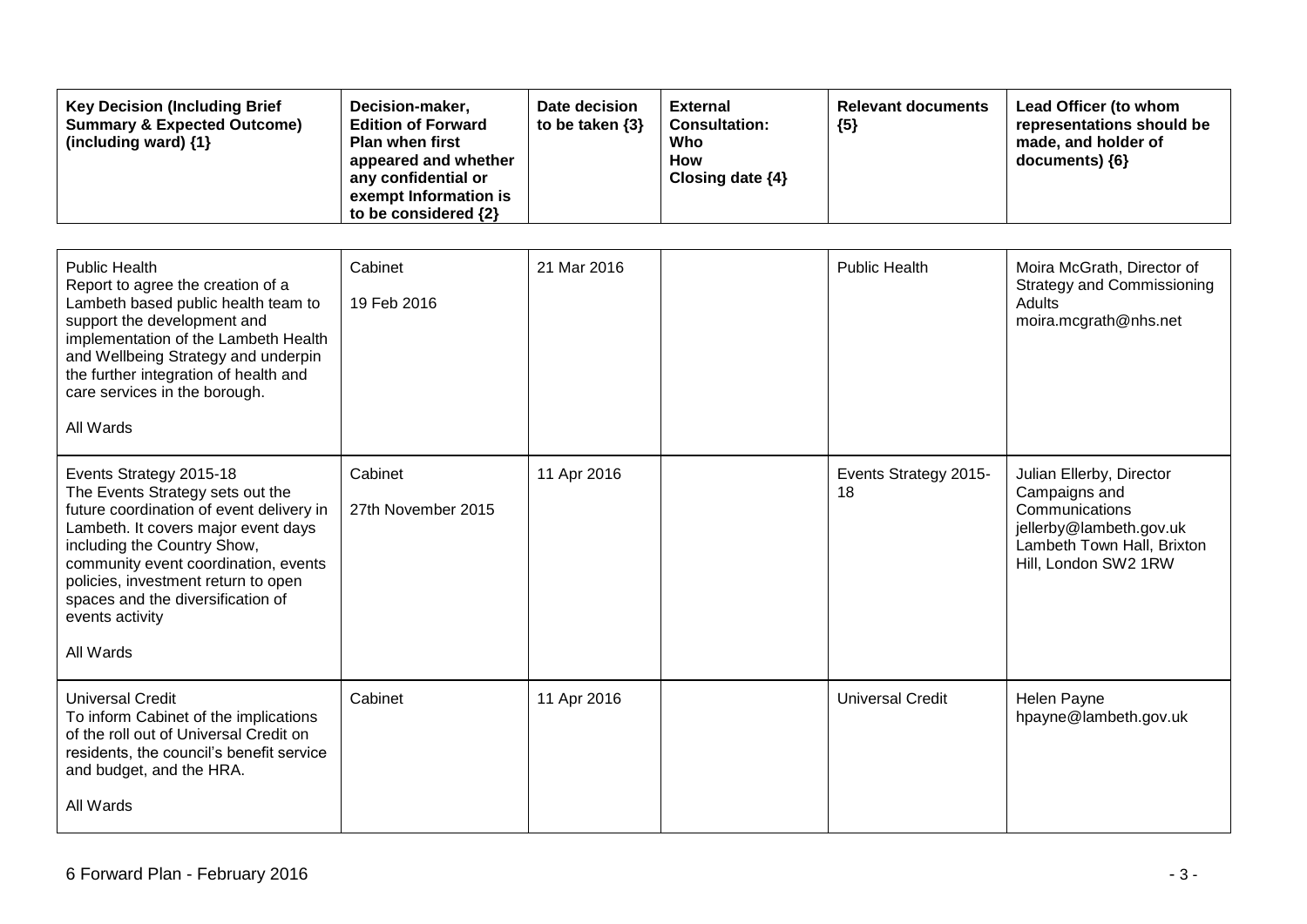| Key Decision (Including Brief Summary & Expected Outcome) (including ward) {1} | Decision-maker, Edition of Forward Plan when first appeared and whether any confidential or exempt Information is to be considered {2} | Date decision to be taken {3} | External Consultation: Who How Closing date {4} | Relevant documents {5} | Lead Officer (to whom representations should be made, and holder of documents) {6} |
|---|---|---|---|---|---|
| Public Health<br>Report to agree the creation of a Lambeth based public health team to support the development and implementation of the Lambeth Health and Wellbeing Strategy and underpin the further integration of health and care services in the borough.<br><br>All Wards | Cabinet<br><br>19 Feb 2016 | 21 Mar 2016 | | Public Health | Moira McGrath, Director of Strategy and Commissioning Adults<br>moira.mcgrath@nhs.net |
| Events Strategy 2015-18<br>The Events Strategy sets out the future coordination of event delivery in Lambeth. It covers major event days including the Country Show, community event coordination, events policies, investment return to open spaces and the diversification of events activity<br><br>All Wards | Cabinet<br><br>27th November 2015 | 11 Apr 2016 | | Events Strategy 2015-18 | Julian Ellerby, Director Campaigns and Communications<br>jellerby@lambeth.gov.uk<br>Lambeth Town Hall, Brixton Hill, London SW2 1RW |
| Universal Credit<br>To inform Cabinet of the implications of the roll out of Universal Credit on residents, the council's benefit service and budget, and the HRA.<br><br>All Wards | Cabinet | 11 Apr 2016 | | Universal Credit | Helen Payne<br>hpayne@lambeth.gov.uk |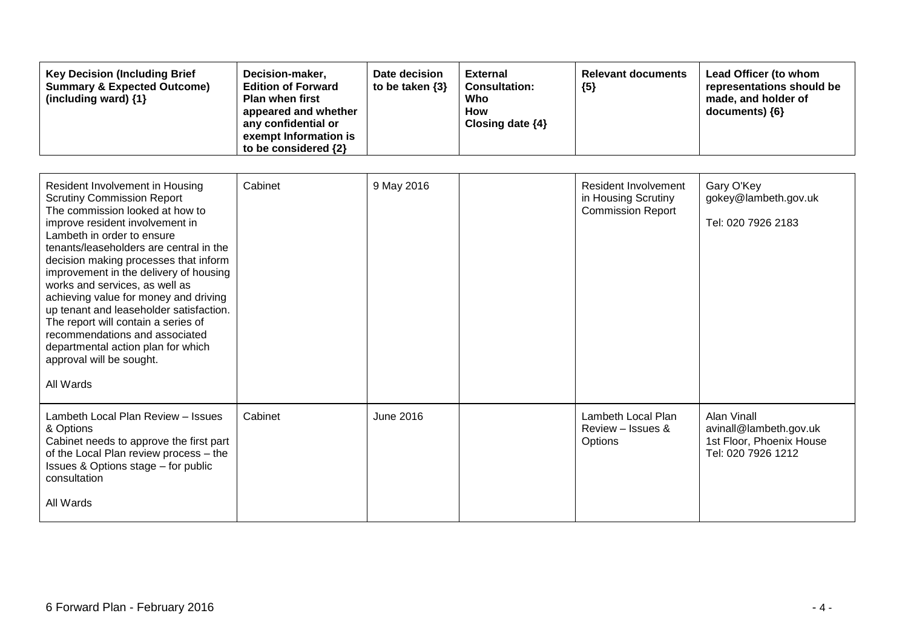| Key Decision (Including Brief Summary & Expected Outcome) (including ward) {1} | Decision-maker, Edition of Forward Plan when first appeared and whether any confidential or exempt Information is to be considered {2} | Date decision to be taken {3} | External Consultation: Who How Closing date {4} | Relevant documents {5} | Lead Officer (to whom representations should be made, and holder of documents) {6} |
|---|---|---|---|---|---|
| Resident Involvement in Housing Scrutiny Commission Report<br>The commission looked at how to improve resident involvement in Lambeth in order to ensure tenants/leaseholders are central in the decision making processes that inform improvement in the delivery of housing works and services, as well as achieving value for money and driving up tenant and leaseholder satisfaction. The report will contain a series of recommendations and associated departmental action plan for which approval will be sought.<br><br>All Wards | Cabinet | 9 May 2016 | | Resident Involvement in Housing Scrutiny Commission Report | Gary O'Key<br>gokey@lambeth.gov.uk<br><br>Tel: 020 7926 2183 |
| Lambeth Local Plan Review – Issues & Options<br>Cabinet needs to approve the first part of the Local Plan review process – the Issues & Options stage – for public consultation<br><br>All Wards | Cabinet | June 2016 | | Lambeth Local Plan Review – Issues & Options | Alan Vinall<br>avinall@lambeth.gov.uk<br>1st Floor, Phoenix House<br>Tel: 020 7926 1212 |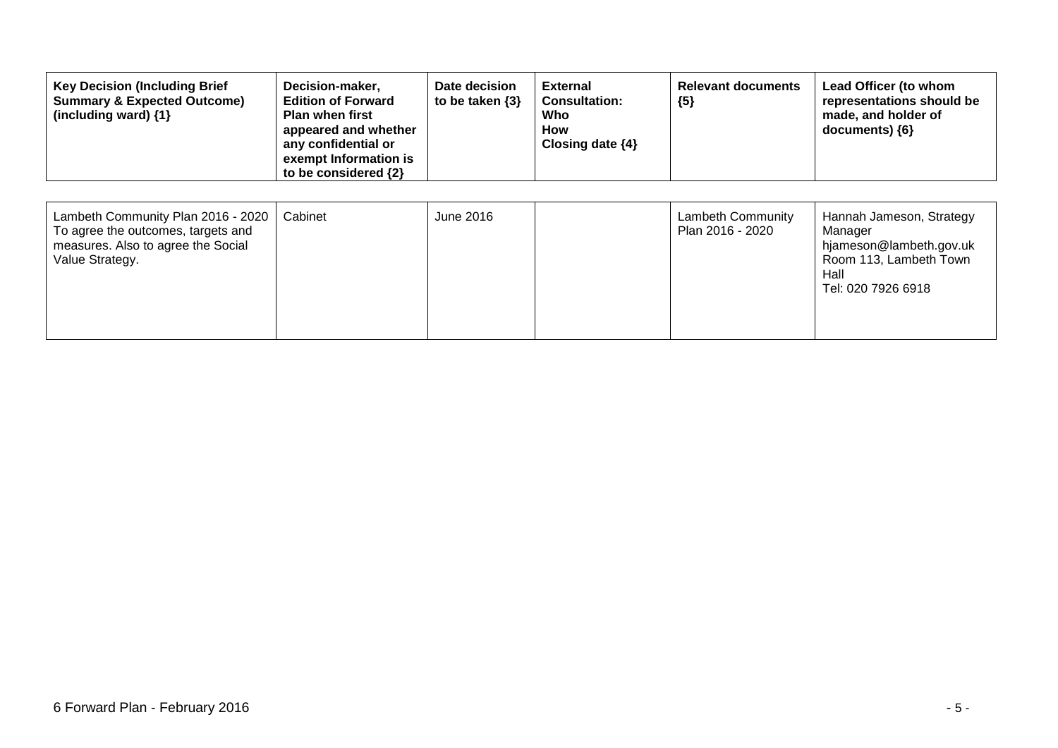| Key Decision (Including Brief Summary & Expected Outcome) (including ward) {1} | Decision-maker, Edition of Forward Plan when first appeared and whether any confidential or exempt Information is to be considered {2} | Date decision to be taken {3} | External Consultation: Who How Closing date {4} | Relevant documents {5} | Lead Officer (to whom representations should be made, and holder of documents) {6} |
|---|---|---|---|---|---|
| Lambeth Community Plan 2016 - 2020 To agree the outcomes, targets and measures. Also to agree the Social Value Strategy. | Cabinet | June 2016 | | Lambeth Community Plan 2016 - 2020 | Hannah Jameson, Strategy Manager hjameson@lambeth.gov.uk Room 113, Lambeth Town Hall Tel: 020 7926 6918 |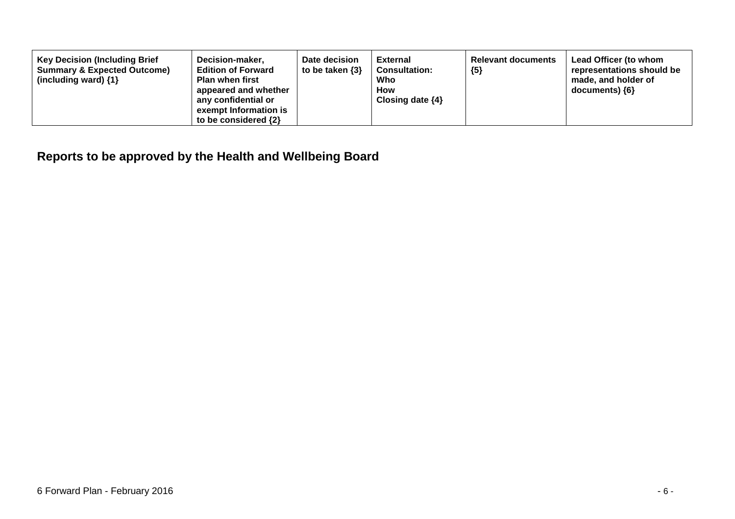| Key Decision (Including Brief Summary & Expected Outcome) (including ward) {1} | Decision-maker, Edition of Forward Plan when first appeared and whether any confidential or exempt Information is to be considered {2} | Date decision to be taken {3} | External Consultation: Who How Closing date {4} | Relevant documents {5} | Lead Officer (to whom representations should be made, and holder of documents) {6} |
|---|---|---|---|---|---|

## Reports to be approved by the Health and Wellbeing Board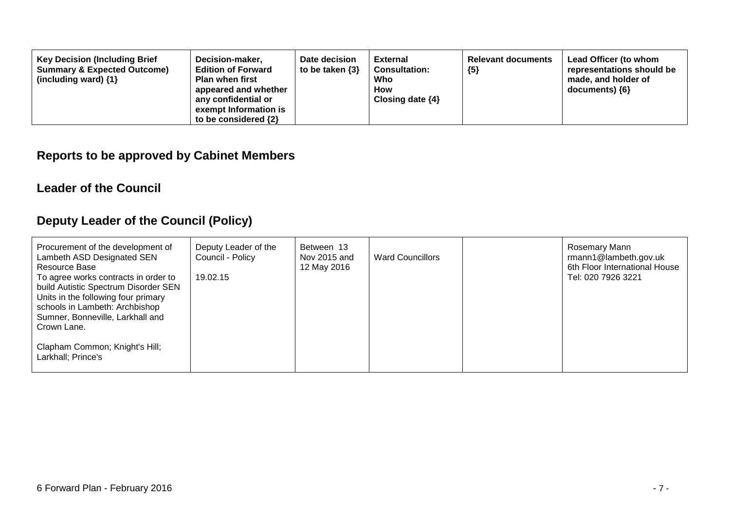| Key Decision (Including Brief Summary & Expected Outcome) (including ward) {1} | Decision-maker, Edition of Forward Plan when first appeared and whether any confidential or exempt Information is to be considered {2} | Date decision to be taken {3} | External Consultation: Who How Closing date {4} | Relevant documents {5} | Lead Officer (to whom representations should be made, and holder of documents) {6} |
|---|---|---|---|---|---|

## Reports to be approved by Cabinet Members

### Leader of the Council

### Deputy Leader of the Council (Policy)

| Key Decision | Decision-maker | Date decision to be taken | External Consultation | Relevant documents | Lead Officer |
|---|---|---|---|---|---|
| Procurement of the development of Lambeth ASD Designated SEN Resource Base<br>To agree works contracts in order to build Autistic Spectrum Disorder SEN Units in the following four primary schools in Lambeth: Archbishop Sumner, Bonneville, Larkhall and Crown Lane.<br><br>Clapham Common; Knight's Hill; Larkhall; Prince's | Deputy Leader of the Council - Policy<br><br>19.02.15 | Between 13 Nov 2015 and 12 May 2016 | Ward Councillors | | Rosemary Mann<br>rmann1@lambeth.gov.uk<br>6th Floor International House<br>Tel: 020 7926 3221 |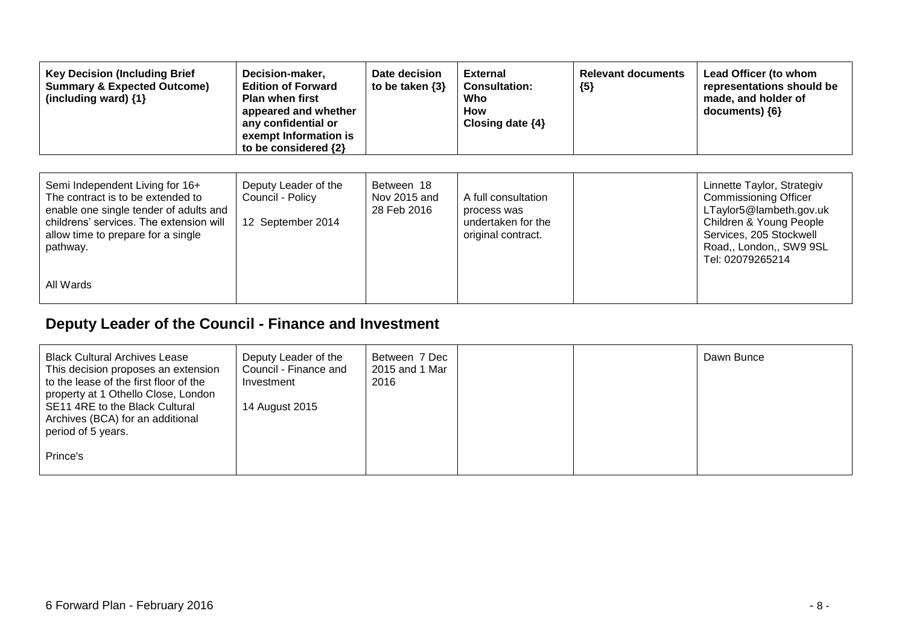| Key Decision (Including Brief Summary & Expected Outcome) (including ward) {1} | Decision-maker, Edition of Forward Plan when first appeared and whether any confidential or exempt Information is to be considered {2} | Date decision to be taken {3} | External Consultation: Who How Closing date {4} | Relevant documents {5} | Lead Officer (to whom representations should be made, and holder of documents) {6} |
|---|---|---|---|---|---|
| Semi Independent Living for 16+<br>The contract is to be extended to enable one single tender of adults and childrens' services. The extension will allow time to prepare for a single pathway.<br><br>All Wards | Deputy Leader of the Council - Policy<br><br>12 September 2014 | Between 18 Nov 2015 and 28 Feb 2016 | A full consultation process was undertaken for the original contract. | | Linnette Taylor, Strategiv Commissioning Officer<br>LTaylor5@lambeth.gov.uk<br>Children & Young People Services, 205 Stockwell Road,, London,, SW9 9SL<br>Tel: 02079265214 |

## Deputy Leader of the Council - Finance and Investment

| Key Decision (Including Brief Summary & Expected Outcome) (including ward) {1} | Decision-maker, Edition of Forward Plan when first appeared and whether any confidential or exempt Information is to be considered {2} | Date decision to be taken {3} | External Consultation: Who How Closing date {4} | Relevant documents {5} | Lead Officer (to whom representations should be made, and holder of documents) {6} |
|---|---|---|---|---|---|
| Black Cultural Archives Lease<br>This decision proposes an extension to the lease of the first floor of the property at 1 Othello Close, London SE11 4RE to the Black Cultural Archives (BCA) for an additional period of 5 years.<br><br>Prince's | Deputy Leader of the Council - Finance and Investment<br><br>14 August 2015 | Between 7 Dec 2015 and 1 Mar 2016 | | | Dawn Bunce |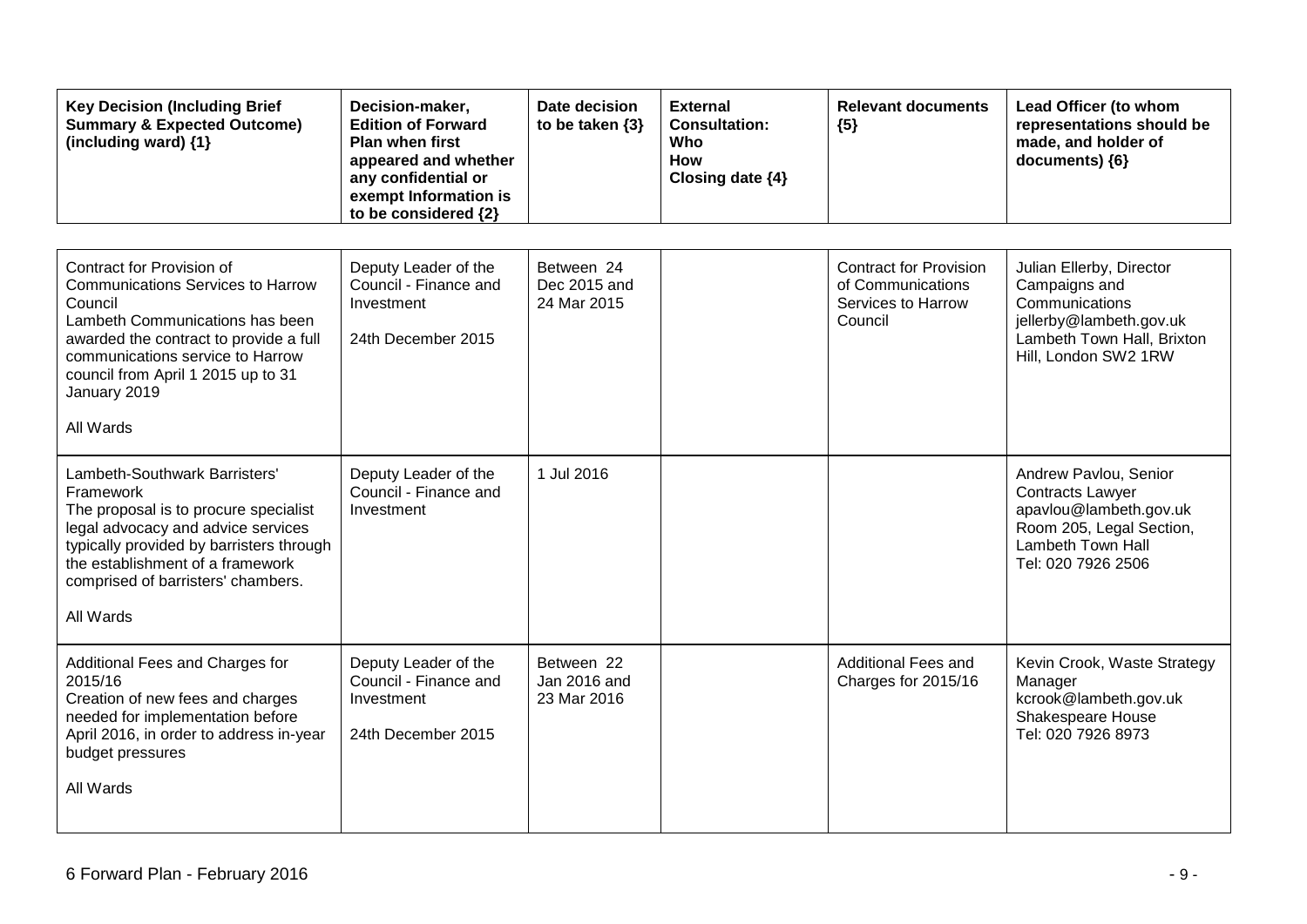| Key Decision (Including Brief Summary & Expected Outcome) (including ward) {1} | Decision-maker, Edition of Forward Plan when first appeared and whether any confidential or exempt Information is to be considered {2} | Date decision to be taken {3} | External Consultation: Who How Closing date {4} | Relevant documents {5} | Lead Officer (to whom representations should be made, and holder of documents) {6} |
|---|---|---|---|---|---|
| Contract for Provision of Communications Services to Harrow Council<br>Lambeth Communications has been awarded the contract to provide a full communications service to Harrow council from April 1 2015 up to 31 January 2019<br><br>All Wards | Deputy Leader of the Council - Finance and Investment<br><br>24th December 2015 | Between 24 Dec 2015 and 24 Mar 2015 | | Contract for Provision of Communications Services to Harrow Council | Julian Ellerby, Director Campaigns and Communications<br>jellerby@lambeth.gov.uk<br>Lambeth Town Hall, Brixton Hill, London SW2 1RW |
| Lambeth-Southwark Barristers' Framework<br>The proposal is to procure specialist legal advocacy and advice services typically provided by barristers through the establishment of a framework comprised of barristers' chambers.<br><br>All Wards | Deputy Leader of the Council - Finance and Investment | 1 Jul 2016 | | | Andrew Pavlou, Senior Contracts Lawyer<br>apavlou@lambeth.gov.uk<br>Room 205, Legal Section, Lambeth Town Hall<br>Tel: 020 7926 2506 |
| Additional Fees and Charges for 2015/16<br>Creation of new fees and charges needed for implementation before April 2016, in order to address in-year budget pressures<br><br>All Wards | Deputy Leader of the Council - Finance and Investment<br><br>24th December 2015 | Between 22 Jan 2016 and 23 Mar 2016 | | Additional Fees and Charges for 2015/16 | Kevin Crook, Waste Strategy Manager<br>kcrook@lambeth.gov.uk<br>Shakespeare House<br>Tel: 020 7926 8973 |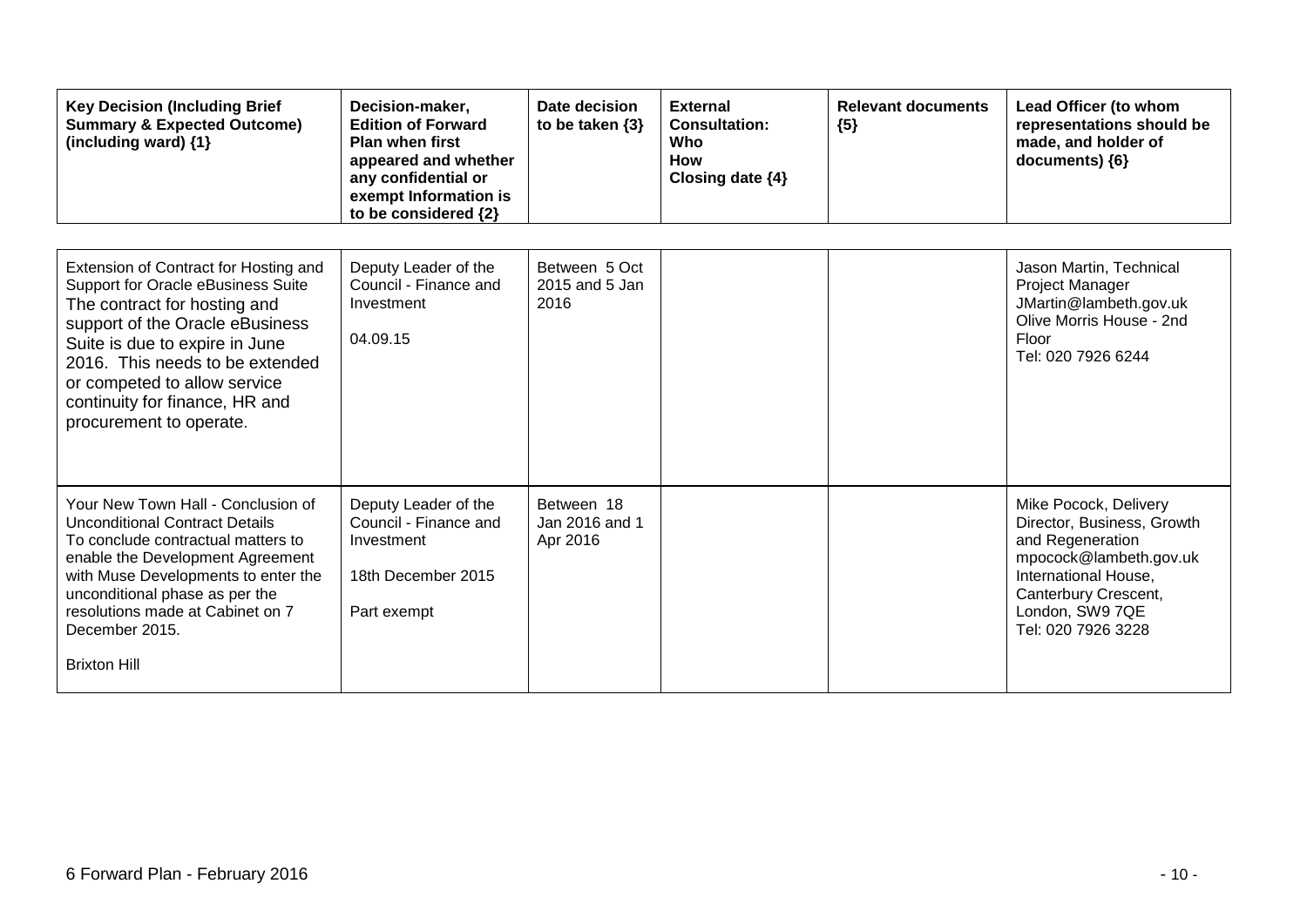| Key Decision (Including Brief Summary & Expected Outcome) (including ward) {1} | Decision-maker, Edition of Forward Plan when first appeared and whether any confidential or exempt Information is to be considered {2} | Date decision to be taken {3} | External Consultation: Who How Closing date {4} | Relevant documents {5} | Lead Officer (to whom representations should be made, and holder of documents) {6} |
| --- | --- | --- | --- | --- | --- |
| Extension of Contract for Hosting and Support for Oracle eBusiness Suite<br>The contract for hosting and support of the Oracle eBusiness Suite is due to expire in June 2016. This needs to be extended or competed to allow service continuity for finance, HR and procurement to operate. | Deputy Leader of the Council - Finance and Investment<br><br>04.09.15 | Between 5 Oct 2015 and 5 Jan 2016 | | | Jason Martin, Technical Project Manager<br>JMartin@lambeth.gov.uk<br>Olive Morris House - 2nd Floor<br>Tel: 020 7926 6244 |
| Your New Town Hall - Conclusion of Unconditional Contract Details<br>To conclude contractual matters to enable the Development Agreement with Muse Developments to enter the unconditional phase as per the resolutions made at Cabinet on 7 December 2015.<br><br>Brixton Hill | Deputy Leader of the Council - Finance and Investment<br><br>18th December 2015<br><br>Part exempt | Between 18 Jan 2016 and 1 Apr 2016 | | | Mike Pocock, Delivery Director, Business, Growth and Regeneration<br>mpocock@lambeth.gov.uk<br>International House, Canterbury Crescent, London, SW9 7QE<br>Tel: 020 7926 3228 |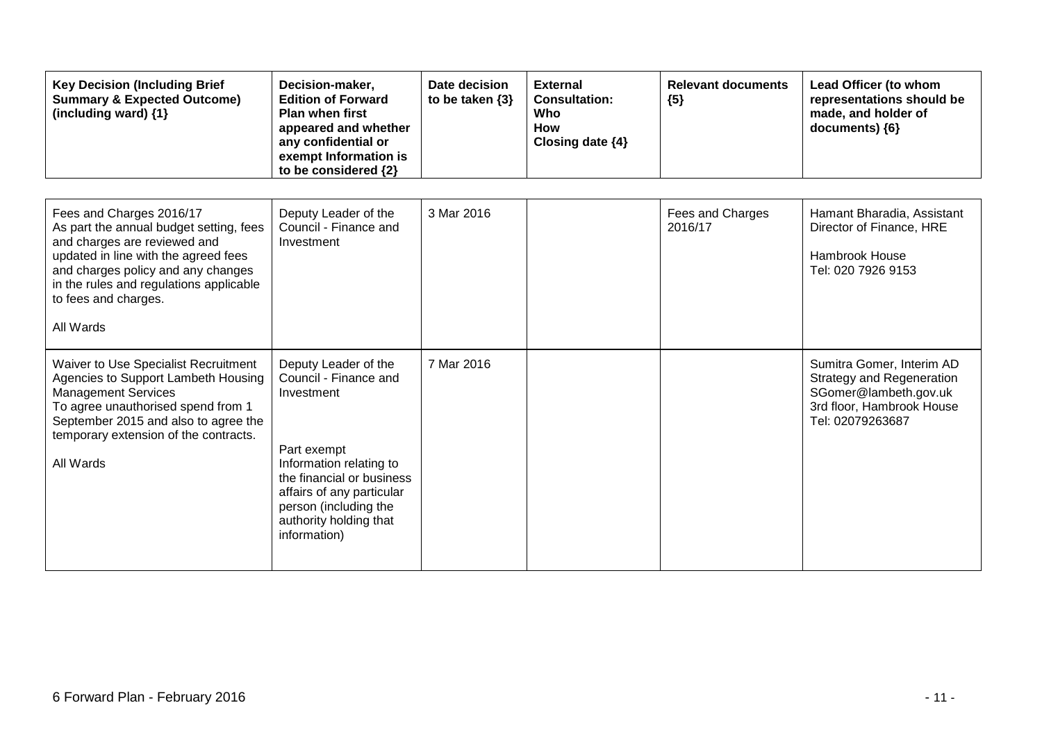| Key Decision (Including Brief Summary & Expected Outcome) (including ward) {1} | Decision-maker, Edition of Forward Plan when first appeared and whether any confidential or exempt Information is to be considered {2} | Date decision to be taken {3} | External Consultation: Who How Closing date {4} | Relevant documents {5} | Lead Officer (to whom representations should be made, and holder of documents) {6} |
|---|---|---|---|---|---|
| Fees and Charges 2016/17<br>As part the annual budget setting, fees and charges are reviewed and updated in line with the agreed fees and charges policy and any changes in the rules and regulations applicable to fees and charges.<br><br>All Wards | Deputy Leader of the Council - Finance and Investment | 3 Mar 2016 | | Fees and Charges 2016/17 | Hamant Bharadia, Assistant Director of Finance, HRE<br><br>Hambrook House<br>Tel: 020 7926 9153 |
| Waiver to Use Specialist Recruitment Agencies to Support Lambeth Housing Management Services<br>To agree unauthorised spend from 1 September 2015 and also to agree the temporary extension of the contracts.<br><br>All Wards | Deputy Leader of the Council - Finance and Investment<br><br>Part exempt Information relating to the financial or business affairs of any particular person (including the authority holding that information) | 7 Mar 2016 | | | Sumitra Gomer, Interim AD Strategy and Regeneration<br>SGomer@lambeth.gov.uk<br>3rd floor, Hambrook House<br>Tel: 02079263687 |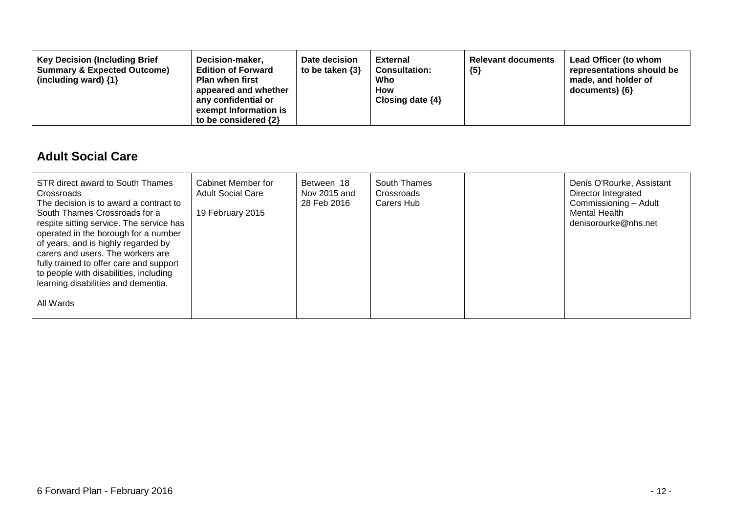| Key Decision (Including Brief Summary & Expected Outcome) (including ward) {1} | Decision-maker, Edition of Forward Plan when first appeared and whether any confidential or exempt Information is to be considered {2} | Date decision to be taken {3} | External Consultation: Who How Closing date {4} | Relevant documents {5} | Lead Officer (to whom representations should be made, and holder of documents) {6} |
|---|---|---|---|---|---|

## Adult Social Care

| | | | | | |
|---|---|---|---|---|---|
| STR direct award to South Thames Crossroads<br>The decision is to award a contract to South Thames Crossroads for a respite sitting service. The service has operated in the borough for a number of years, and is highly regarded by carers and users. The workers are fully trained to offer care and support to people with disabilities, including learning disabilities and dementia.<br><br>All Wards | Cabinet Member for Adult Social Care<br><br>19 February 2015 | Between 18 Nov 2015 and 28 Feb 2016 | South Thames Crossroads Carers Hub | | Denis O'Rourke, Assistant Director Integrated Commissioning – Adult Mental Health<br>denisorourke@nhs.net |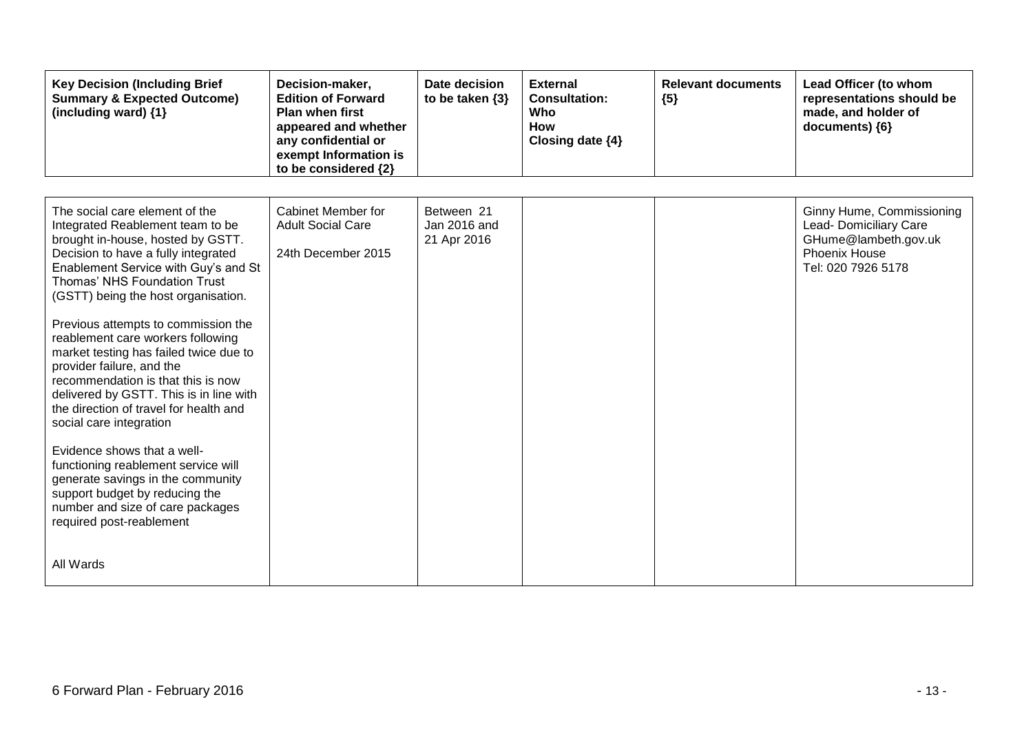| Key Decision (Including Brief Summary & Expected Outcome) (including ward) {1} | Decision-maker, Edition of Forward Plan when first appeared and whether any confidential or exempt Information is to be considered {2} | Date decision to be taken {3} | External Consultation: Who How Closing date {4} | Relevant documents {5} | Lead Officer (to whom representations should be made, and holder of documents) {6} |
|---|---|---|---|---|---|
| The social care element of the Integrated Reablement team to be brought in-house, hosted by GSTT. Decision to have a fully integrated Enablement Service with Guy's and St Thomas' NHS Foundation Trust (GSTT) being the host organisation.<br><br>Previous attempts to commission the reablement care workers following market testing has failed twice due to provider failure, and the recommendation is that this is now delivered by GSTT. This is in line with the direction of travel for health and social care integration<br><br>Evidence shows that a well-functioning reablement service will generate savings in the community support budget by reducing the number and size of care packages required post-reablement<br><br>All Wards | Cabinet Member for Adult Social Care<br><br>24th December 2015 | Between 21 Jan 2016 and 21 Apr 2016 | | | Ginny Hume, Commissioning Lead- Domiciliary Care<br>GHume@lambeth.gov.uk<br>Phoenix House<br>Tel: 020 7926 5178 |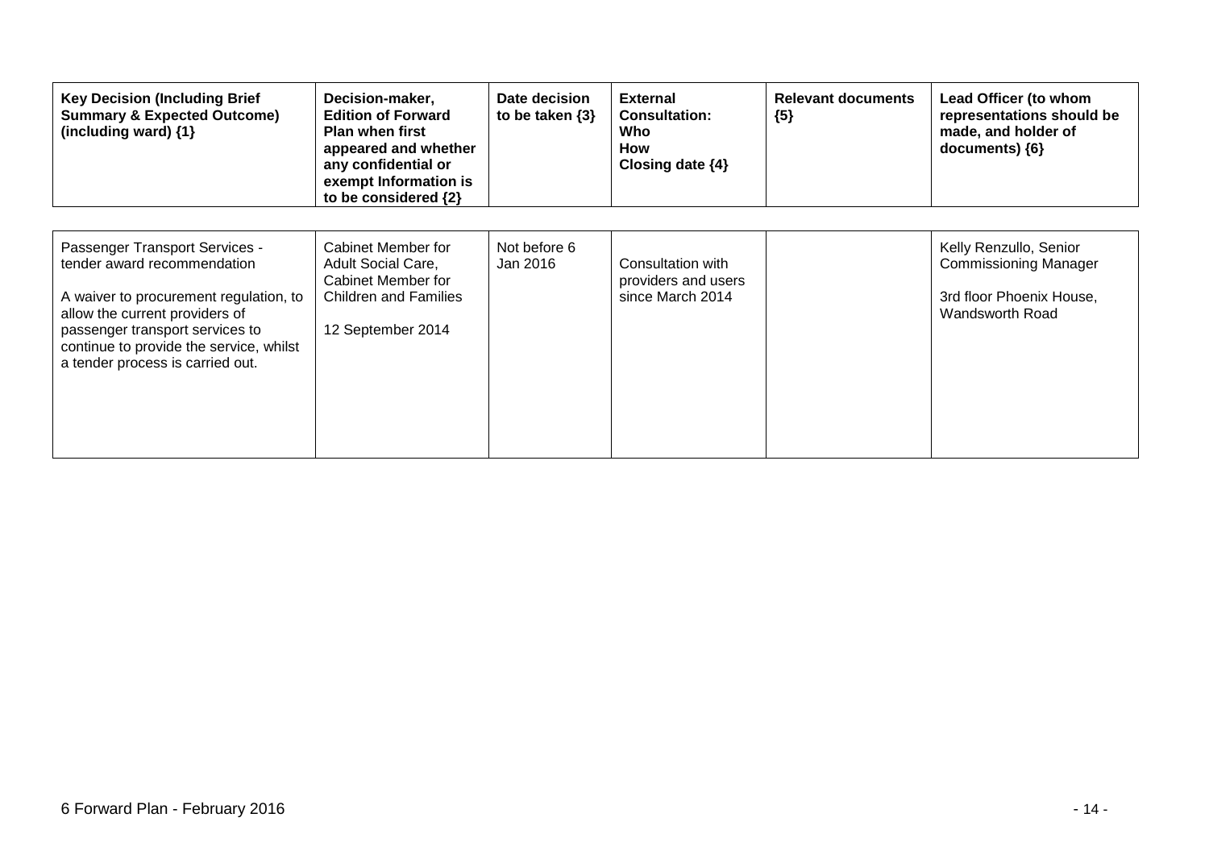| Key Decision (Including Brief Summary & Expected Outcome) (including ward) {1} | Decision-maker, Edition of Forward Plan when first appeared and whether any confidential or exempt Information is to be considered {2} | Date decision to be taken {3} | External Consultation: Who How Closing date {4} | Relevant documents {5} | Lead Officer (to whom representations should be made, and holder of documents) {6} |
|---|---|---|---|---|---|
| Passenger Transport Services - tender award recommendation<br><br>A waiver to procurement regulation, to allow the current providers of passenger transport services to continue to provide the service, whilst a tender process is carried out. | Cabinet Member for Adult Social Care, Cabinet Member for Children and Families<br><br>12 September 2014 | Not before 6 Jan 2016 | Consultation with providers and users since March 2014 | | Kelly Renzullo, Senior Commissioning Manager<br><br>3rd floor Phoenix House, Wandsworth Road |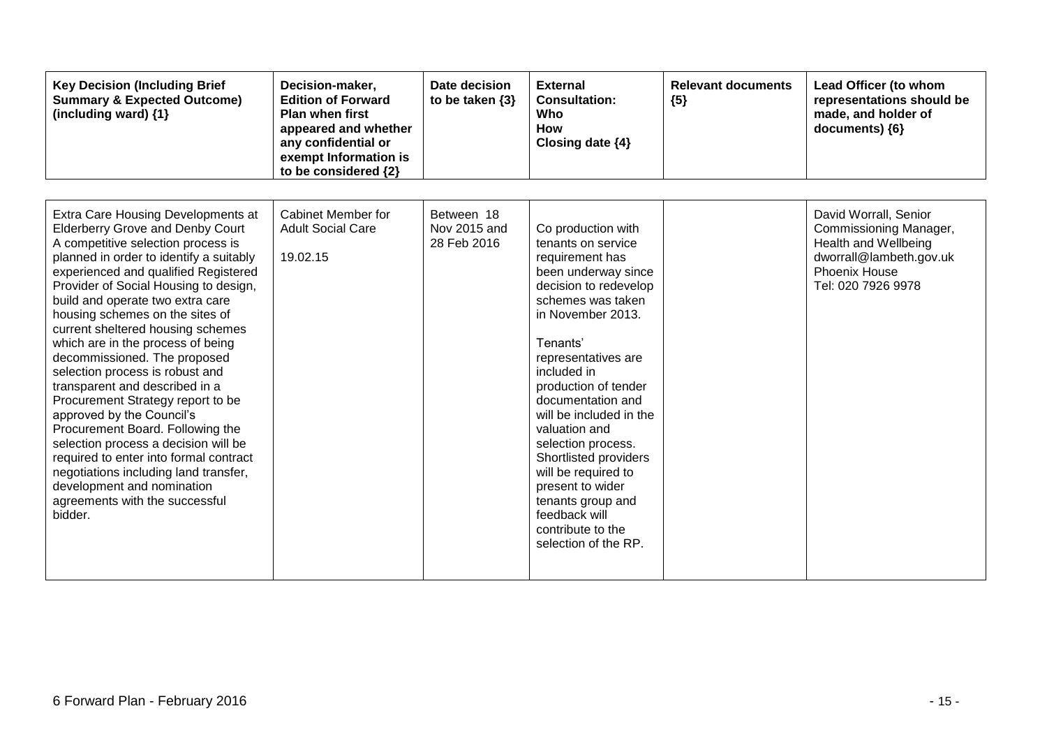| Key Decision (Including Brief Summary & Expected Outcome) (including ward) {1} | Decision-maker, Edition of Forward Plan when first appeared and whether any confidential or exempt Information is to be considered {2} | Date decision to be taken {3} | External Consultation: Who How Closing date {4} | Relevant documents {5} | Lead Officer (to whom representations should be made, and holder of documents) {6} |
|---|---|---|---|---|---|
| Extra Care Housing Developments at Elderberry Grove and Denby Court<br>A competitive selection process is planned in order to identify a suitably experienced and qualified Registered Provider of Social Housing to design, build and operate two extra care housing schemes on the sites of current sheltered housing schemes which are in the process of being decommissioned. The proposed selection process is robust and transparent and described in a Procurement Strategy report to be approved by the Council's Procurement Board. Following the selection process a decision will be required to enter into formal contract negotiations including land transfer, development and nomination agreements with the successful bidder. | Cabinet Member for Adult Social Care<br><br>19.02.15 | Between 18 Nov 2015 and 28 Feb 2016 | Co production with tenants on service requirement has been underway since decision to redevelop schemes was taken in November 2013.<br><br>Tenants' representatives are included in production of tender documentation and will be included in the valuation and selection process. Shortlisted providers will be required to present to wider tenants group and feedback will contribute to the selection of the RP. | | David Worrall, Senior Commissioning Manager, Health and Wellbeing<br>dworrall@lambeth.gov.uk<br>Phoenix House<br>Tel: 020 7926 9978 |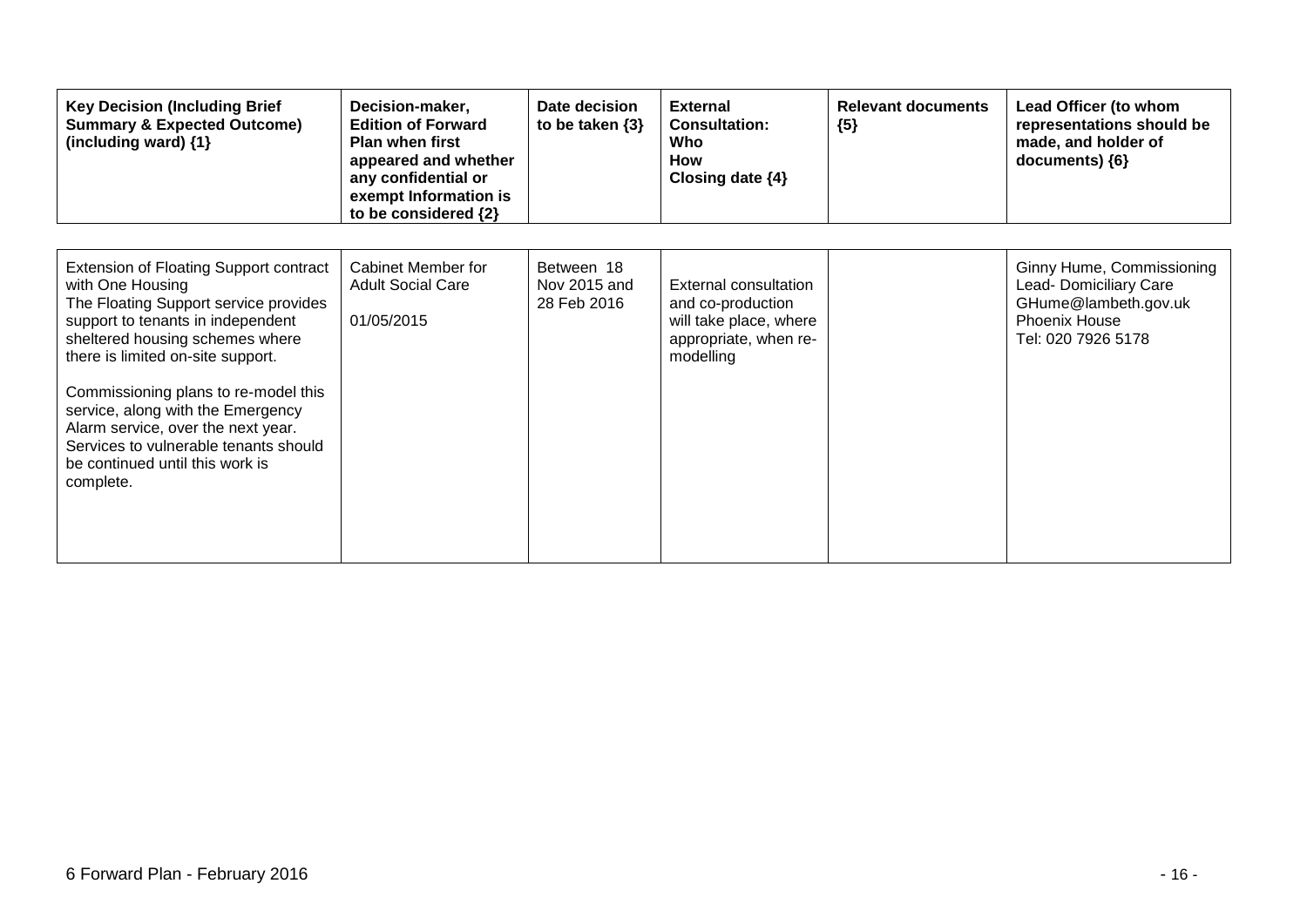| Key Decision (Including Brief Summary & Expected Outcome) (including ward) {1} | Decision-maker, Edition of Forward Plan when first appeared and whether any confidential or exempt Information is to be considered {2} | Date decision to be taken {3} | External Consultation: Who How Closing date {4} | Relevant documents {5} | Lead Officer (to whom representations should be made, and holder of documents) {6} |
|---|---|---|---|---|---|
| Extension of Floating Support contract with One Housing<br>The Floating Support service provides support to tenants in independent sheltered housing schemes where there is limited on-site support.<br><br>Commissioning plans to re-model this service, along with the Emergency Alarm service, over the next year. Services to vulnerable tenants should be continued until this work is complete. | Cabinet Member for Adult Social Care<br><br>01/05/2015 | Between 18 Nov 2015 and 28 Feb 2016 | External consultation and co-production will take place, where appropriate, when re-modelling | | Ginny Hume, Commissioning Lead- Domiciliary Care<br>GHume@lambeth.gov.uk<br>Phoenix House<br>Tel: 020 7926 5178 |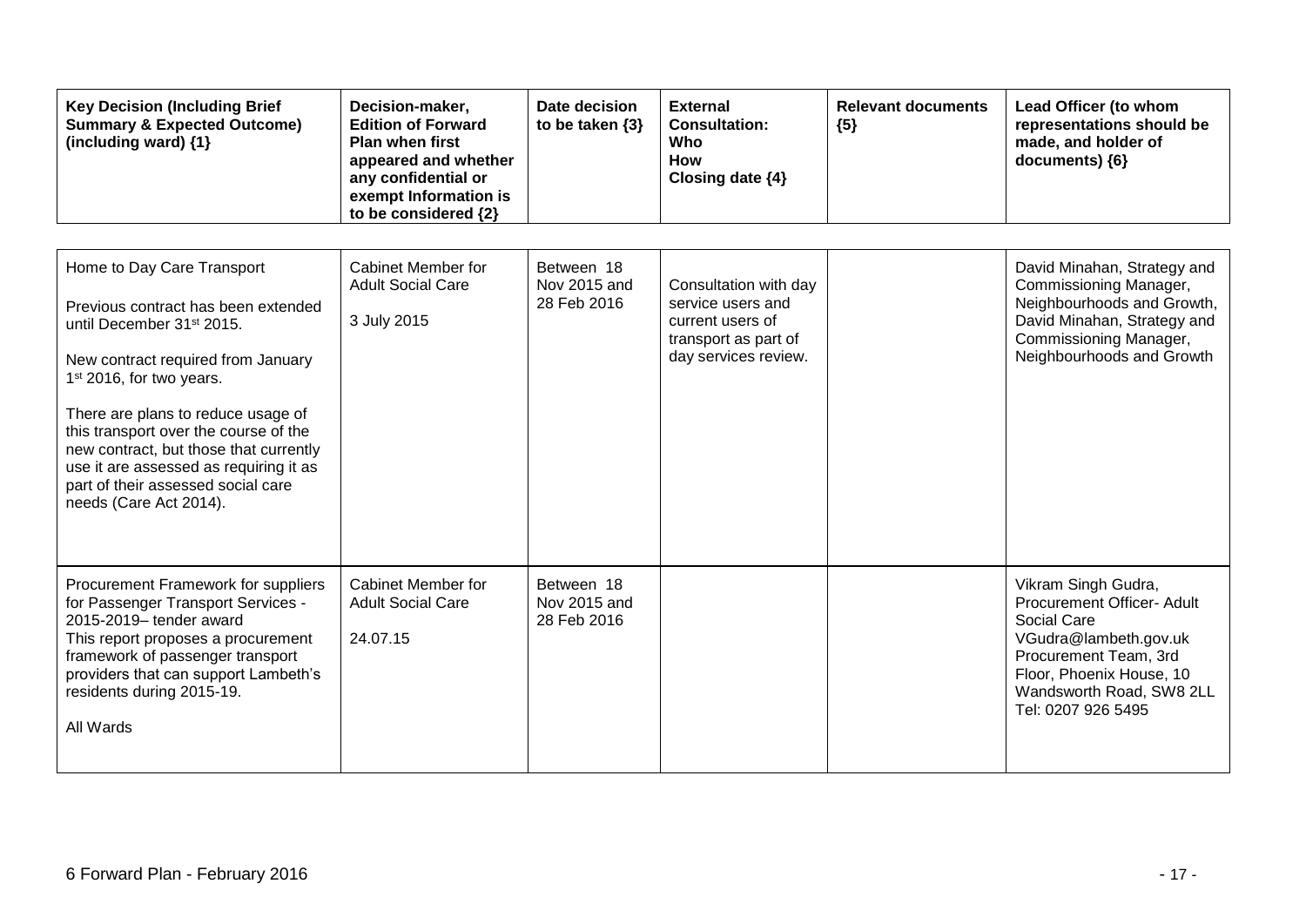| Key Decision (Including Brief Summary & Expected Outcome) (including ward) {1} | Decision-maker, Edition of Forward Plan when first appeared and whether any confidential or exempt Information is to be considered {2} | Date decision to be taken {3} | External Consultation: Who How Closing date {4} | Relevant documents {5} | Lead Officer (to whom representations should be made, and holder of documents) {6} |
|---|---|---|---|---|---|
| Home to Day Care Transport<br><br>Previous contract has been extended until December 31st 2015.<br><br>New contract required from January 1st 2016, for two years.<br><br>There are plans to reduce usage of this transport over the course of the new contract, but those that currently use it are assessed as requiring it as part of their assessed social care needs (Care Act 2014). | Cabinet Member for Adult Social Care<br><br>3 July 2015 | Between 18 Nov 2015 and 28 Feb 2016 | Consultation with day service users and current users of transport as part of day services review. | | David Minahan, Strategy and Commissioning Manager, Neighbourhoods and Growth, David Minahan, Strategy and Commissioning Manager, Neighbourhoods and Growth |
| Procurement Framework for suppliers for Passenger Transport Services - 2015-2019– tender award<br>This report proposes a procurement framework of passenger transport providers that can support Lambeth's residents during 2015-19.<br><br>All Wards | Cabinet Member for Adult Social Care<br><br>24.07.15 | Between 18 Nov 2015 and 28 Feb 2016 | | | Vikram Singh Gudra, Procurement Officer- Adult Social Care<br>VGudra@lambeth.gov.uk<br>Procurement Team, 3rd Floor, Phoenix House, 10 Wandsworth Road, SW8 2LL<br>Tel: 0207 926 5495 |

6 Forward Plan - February 2016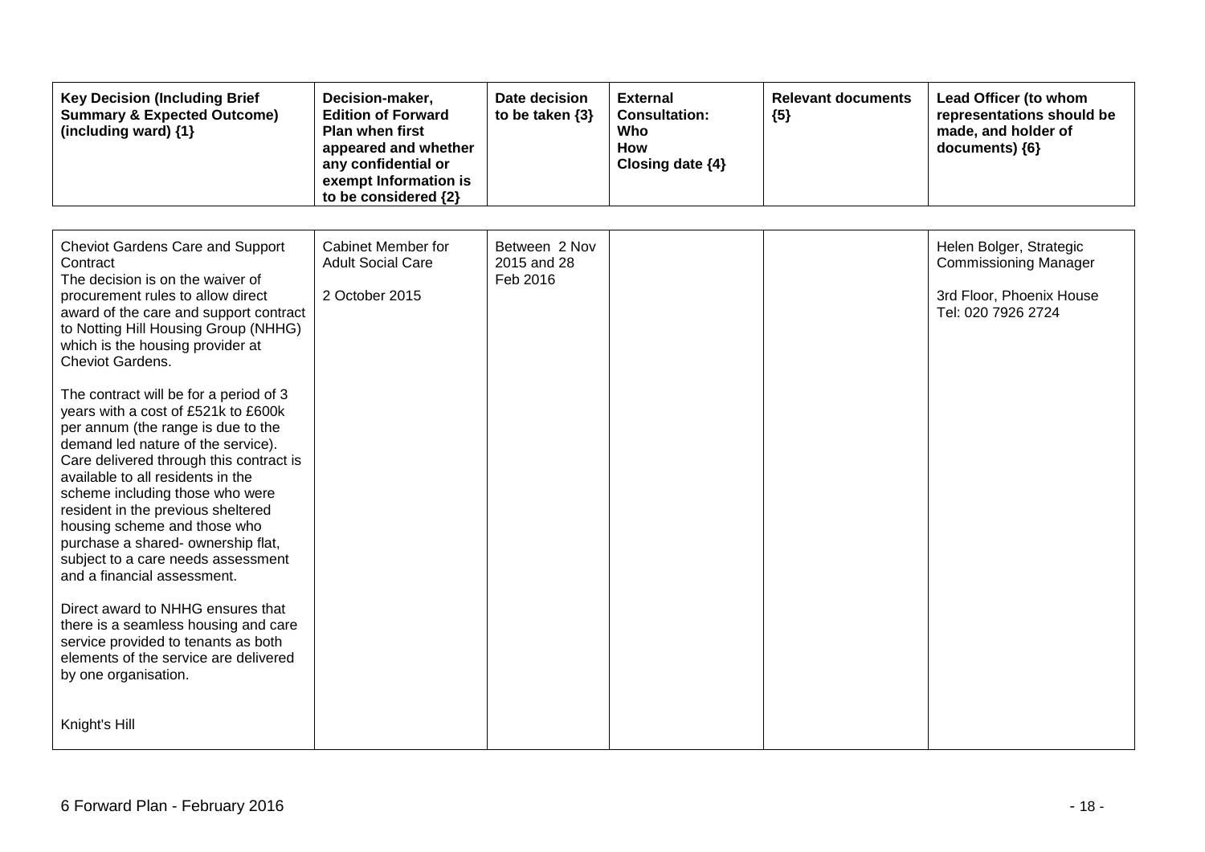| Key Decision (Including Brief Summary & Expected Outcome) (including ward) {1} | Decision-maker, Edition of Forward Plan when first appeared and whether any confidential or exempt Information is to be considered {2} | Date decision to be taken {3} | External Consultation: Who How Closing date {4} | Relevant documents {5} | Lead Officer (to whom representations should be made, and holder of documents) {6} |
|---|---|---|---|---|---|
| Cheviot Gardens Care and Support Contract<br>The decision is on the waiver of procurement rules to allow direct award of the care and support contract to Notting Hill Housing Group (NHHG) which is the housing provider at Cheviot Gardens.<br><br>The contract will be for a period of 3 years with a cost of £521k to £600k per annum (the range is due to the demand led nature of the service). Care delivered through this contract is available to all residents in the scheme including those who were resident in the previous sheltered housing scheme and those who purchase a shared- ownership flat, subject to a care needs assessment and a financial assessment.<br><br>Direct award to NHHG ensures that there is a seamless housing and care service provided to tenants as both elements of the service are delivered by one organisation.<br><br>Knight's Hill | Cabinet Member for Adult Social Care<br><br>2 October 2015 | Between 2 Nov 2015 and 28 Feb 2016 | | | Helen Bolger, Strategic Commissioning Manager<br><br>3rd Floor, Phoenix House<br>Tel: 020 7926 2724 |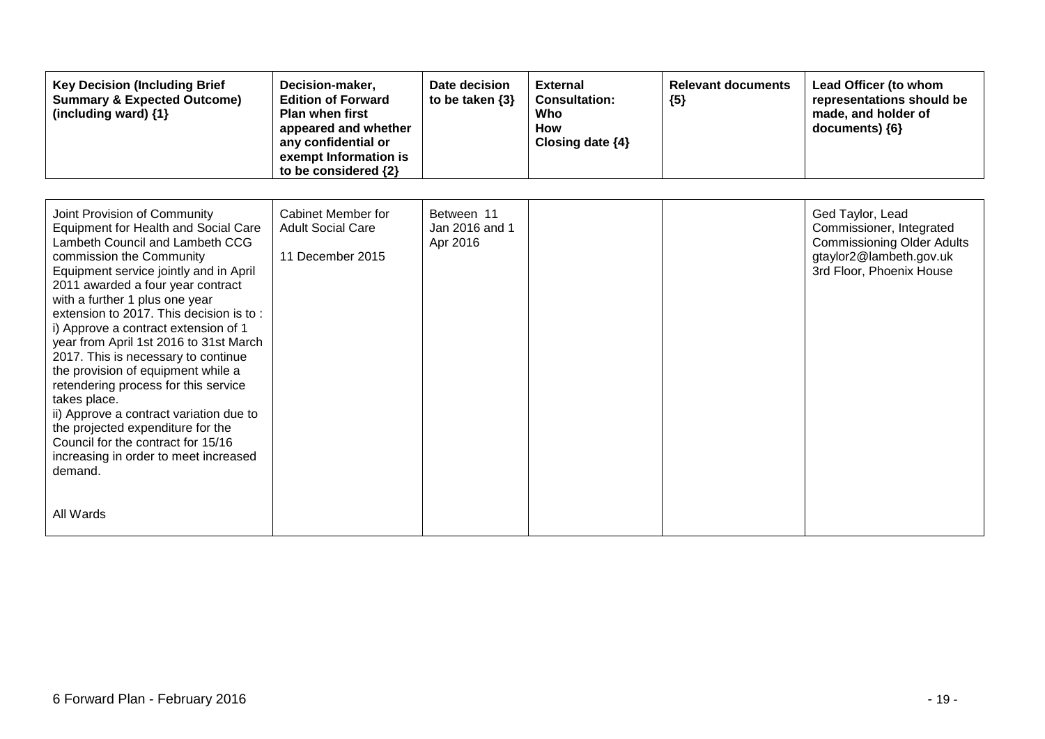| Key Decision (Including Brief Summary & Expected Outcome) (including ward) {1} | Decision-maker, Edition of Forward Plan when first appeared and whether any confidential or exempt Information is to be considered {2} | Date decision to be taken {3} | External Consultation: Who How Closing date {4} | Relevant documents {5} | Lead Officer (to whom representations should be made, and holder of documents) {6} |
|---|---|---|---|---|---|
| Joint Provision of Community Equipment for Health and Social Care Lambeth Council and Lambeth CCG commission the Community Equipment service jointly and in April 2011 awarded a four year contract with a further 1 plus one year extension to 2017. This decision is to : i) Approve a contract extension of 1 year from April 1st 2016 to 31st March 2017. This is necessary to continue the provision of equipment while a retendering process for this service takes place. ii) Approve a contract variation due to the projected expenditure for the Council for the contract for 15/16 increasing in order to meet increased demand. <br><br> All Wards | Cabinet Member for Adult Social Care <br><br> 11 December 2015 | Between 11 Jan 2016 and 1 Apr 2016 | | | Ged Taylor, Lead Commissioner, Integrated Commissioning Older Adults gtaylor2@lambeth.gov.uk 3rd Floor, Phoenix House |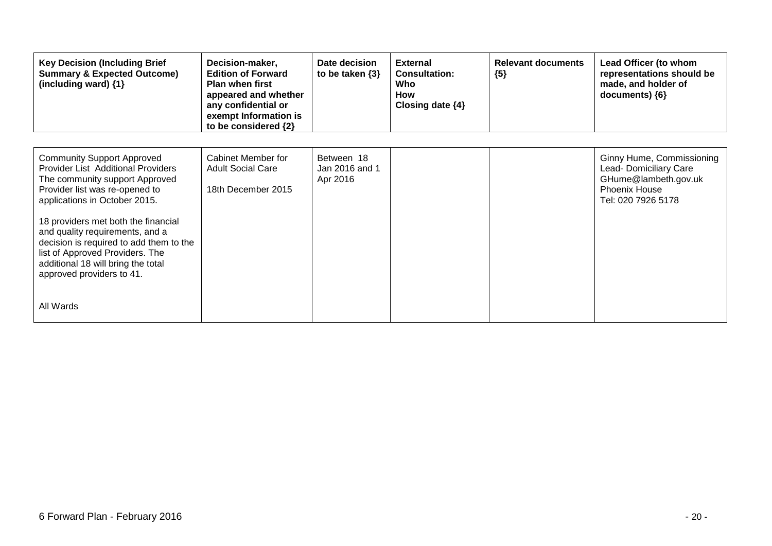| Key Decision (Including Brief Summary & Expected Outcome) (including ward) {1} | Decision-maker, Edition of Forward Plan when first appeared and whether any confidential or exempt Information is to be considered {2} | Date decision to be taken {3} | External Consultation: Who How Closing date {4} | Relevant documents {5} | Lead Officer (to whom representations should be made, and holder of documents) {6} |
|---|---|---|---|---|---|
| Community Support Approved Provider List Additional Providers The community support Approved Provider list was re-opened to applications in October 2015.<br><br>18 providers met both the financial and quality requirements, and a decision is required to add them to the list of Approved Providers. The additional 18 will bring the total approved providers to 41.<br><br>All Wards | Cabinet Member for Adult Social Care<br><br>18th December 2015 | Between 18 Jan 2016 and 1 Apr 2016 | | | Ginny Hume, Commissioning Lead- Domiciliary Care GHume@lambeth.gov.uk Phoenix House Tel: 020 7926 5178 |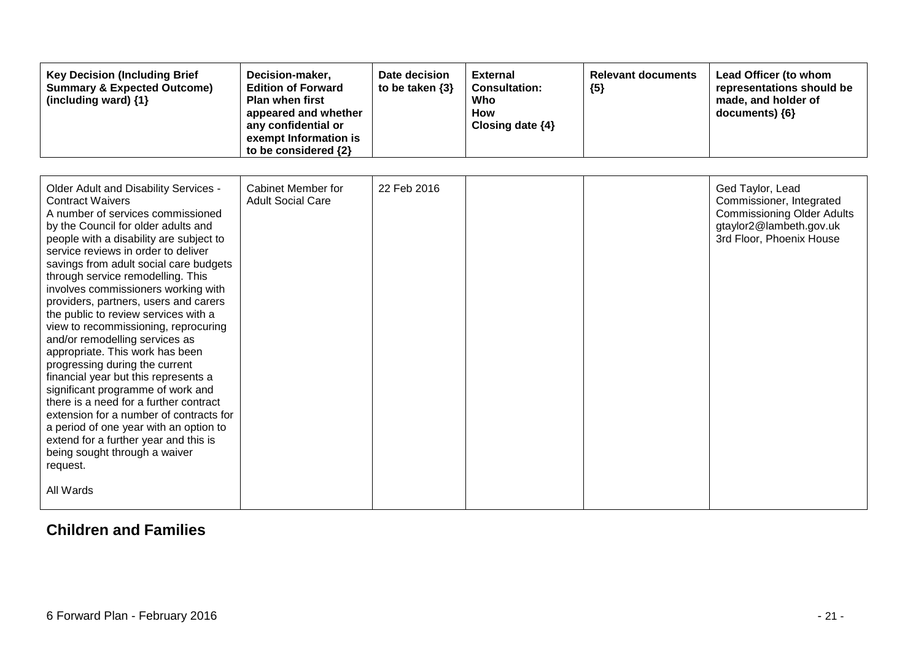| Key Decision (Including Brief Summary & Expected Outcome) (including ward) {1} | Decision-maker, Edition of Forward Plan when first appeared and whether any confidential or exempt Information is to be considered {2} | Date decision to be taken {3} | External Consultation: Who How Closing date {4} | Relevant documents {5} | Lead Officer (to whom representations should be made, and holder of documents) {6} |
|---|---|---|---|---|---|
| Older Adult and Disability Services - Contract Waivers<br>A number of services commissioned by the Council for older adults and people with a disability are subject to service reviews in order to deliver savings from adult social care budgets through service remodelling. This involves commissioners working with providers, partners, users and carers the public to review services with a view to recommissioning, reprocuring and/or remodelling services as appropriate. This work has been progressing during the current financial year but this represents a significant programme of work and there is a need for a further contract extension for a number of contracts for a period of one year with an option to extend for a further year and this is being sought through a waiver request.<br><br>All Wards | Cabinet Member for Adult Social Care | 22 Feb 2016 | | | Ged Taylor, Lead Commissioner, Integrated Commissioning Older Adults gtaylor2@lambeth.gov.uk 3rd Floor, Phoenix House |

## Children and Families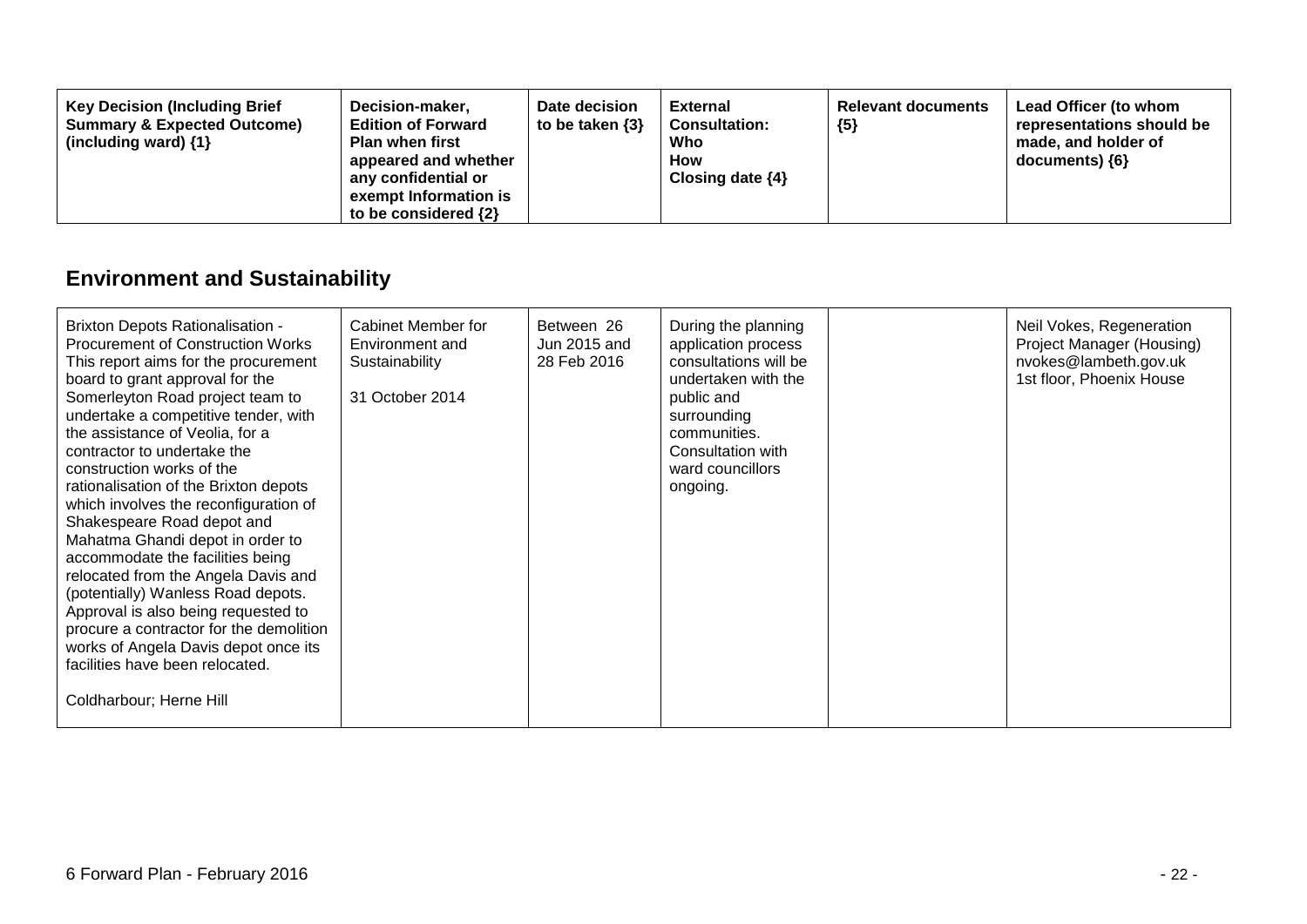| Key Decision (Including Brief Summary & Expected Outcome) (including ward) {1} | Decision-maker, Edition of Forward Plan when first appeared and whether any confidential or exempt Information is to be considered {2} | Date decision to be taken {3} | External Consultation: Who How Closing date {4} | Relevant documents {5} | Lead Officer (to whom representations should be made, and holder of documents) {6} |
|---|---|---|---|---|---|

## Environment and Sustainability

| Key Decision (Including Brief Summary & Expected Outcome) (including ward) {1} | Decision-maker, Edition of Forward Plan when first appeared and whether any confidential or exempt Information is to be considered {2} | Date decision to be taken {3} | External Consultation: Who How Closing date {4} | Relevant documents {5} | Lead Officer (to whom representations should be made, and holder of documents) {6} |
|---|---|---|---|---|---|
| Brixton Depots Rationalisation - Procurement of Construction Works<br>This report aims for the procurement board to grant approval for the Somerleyton Road project team to undertake a competitive tender, with the assistance of Veolia, for a contractor to undertake the construction works of the rationalisation of the Brixton depots which involves the reconfiguration of Shakespeare Road depot and Mahatma Ghandi depot in order to accommodate the facilities being relocated from the Angela Davis and (potentially) Wanless Road depots. Approval is also being requested to procure a contractor for the demolition works of Angela Davis depot once its facilities have been relocated.<br><br>Coldharbour; Herne Hill | Cabinet Member for Environment and Sustainability<br><br>31 October 2014 | Between 26 Jun 2015 and 28 Feb 2016 | During the planning application process consultations will be undertaken with the public and surrounding communities. Consultation with ward councillors ongoing. | | Neil Vokes, Regeneration Project Manager (Housing)<br>nvokes@lambeth.gov.uk<br>1st floor, Phoenix House |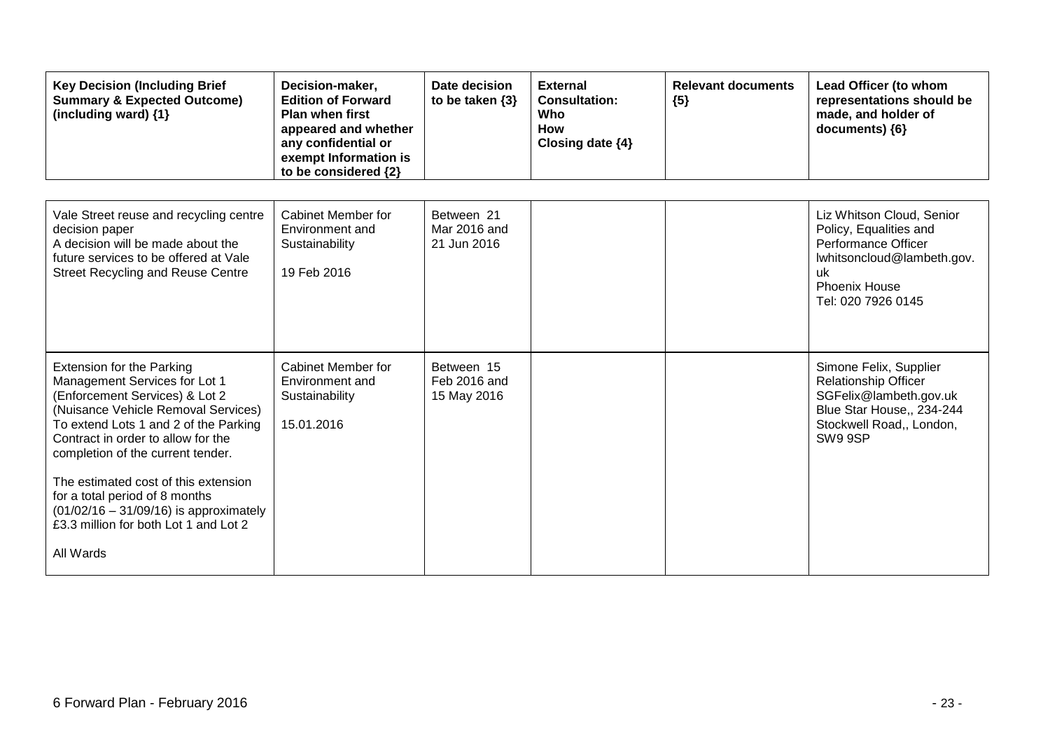| Key Decision (Including Brief Summary & Expected Outcome) (including ward) {1} | Decision-maker, Edition of Forward Plan when first appeared and whether any confidential or exempt Information is to be considered {2} | Date decision to be taken {3} | External Consultation: Who How Closing date {4} | Relevant documents {5} | Lead Officer (to whom representations should be made, and holder of documents) {6} |
|---|---|---|---|---|---|
| Vale Street reuse and recycling centre decision paper<br>A decision will be made about the future services to be offered at Vale Street Recycling and Reuse Centre | Cabinet Member for Environment and Sustainability<br><br>19 Feb 2016 | Between 21 Mar 2016 and 21 Jun 2016 | | | Liz Whitson Cloud, Senior Policy, Equalities and Performance Officer<br>lwhitsoncloud@lambeth.gov.uk<br>Phoenix House<br>Tel: 020 7926 0145 |
| Extension for the Parking Management Services for Lot 1 (Enforcement Services) & Lot 2 (Nuisance Vehicle Removal Services)<br>To extend Lots 1 and 2 of the Parking Contract in order to allow for the completion of the current tender.<br><br>The estimated cost of this extension for a total period of 8 months (01/02/16 – 31/09/16) is approximately £3.3 million for both Lot 1 and Lot 2<br><br>All Wards | Cabinet Member for Environment and Sustainability<br><br>15.01.2016 | Between 15 Feb 2016 and 15 May 2016 | | | Simone Felix, Supplier Relationship Officer<br>SGFelix@lambeth.gov.uk<br>Blue Star House,, 234-244 Stockwell Road,, London, SW9 9SP |

6 Forward Plan - February 2016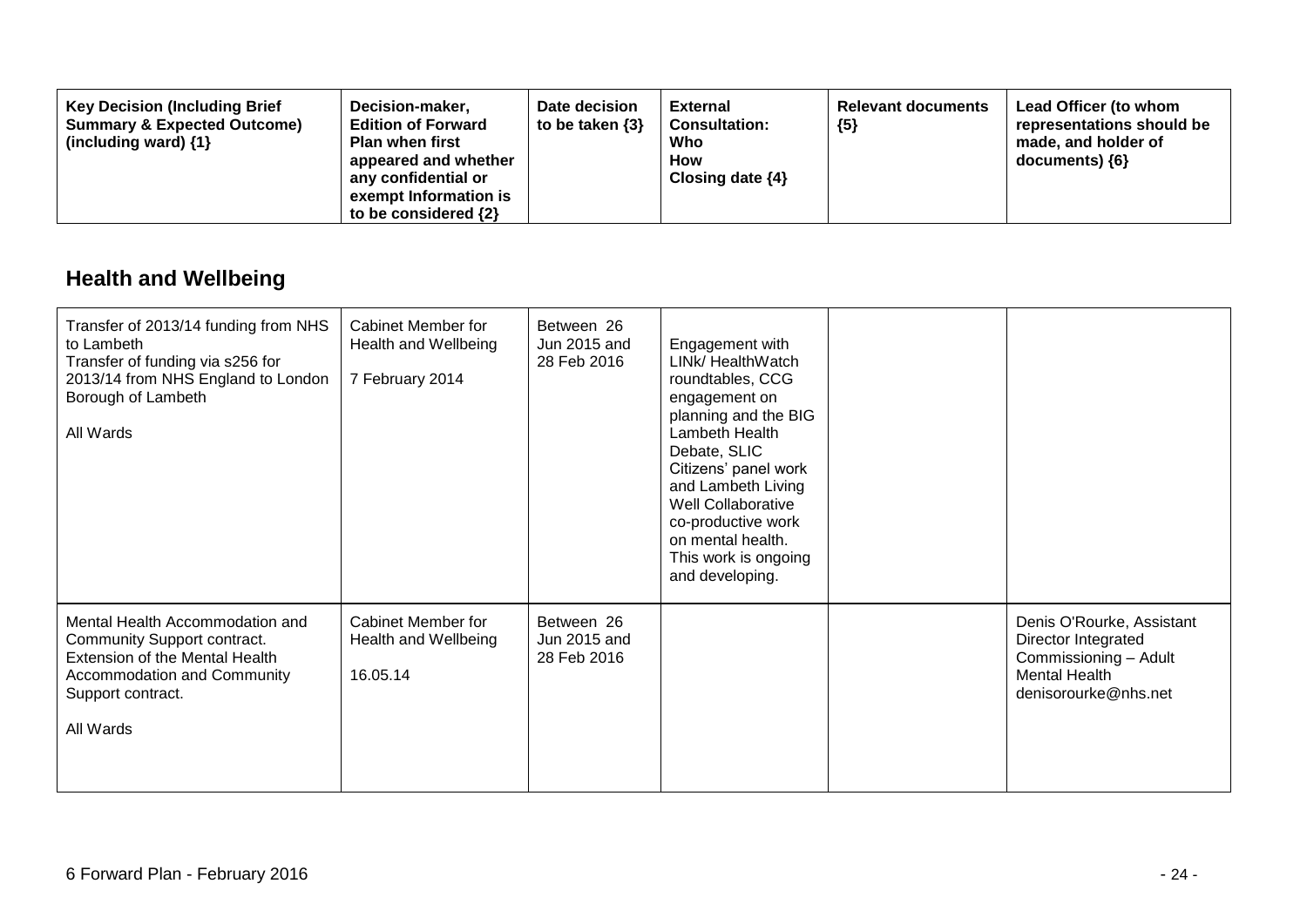| Key Decision (Including Brief Summary & Expected Outcome) (including ward) {1} | Decision-maker, Edition of Forward Plan when first appeared and whether any confidential or exempt Information is to be considered {2} | Date decision to be taken {3} | External Consultation: Who How Closing date {4} | Relevant documents {5} | Lead Officer (to whom representations should be made, and holder of documents) {6} |
|---|---|---|---|---|---|

## Health and Wellbeing

| | | | | | |
|---|---|---|---|---|---|
| Transfer of 2013/14 funding from NHS to Lambeth<br>Transfer of funding via s256 for 2013/14 from NHS England to London Borough of Lambeth<br><br>All Wards | Cabinet Member for Health and Wellbeing<br><br>7 February 2014 | Between 26 Jun 2015 and 28 Feb 2016 | Engagement with LINk/ HealthWatch roundtables, CCG engagement on planning and the BIG Lambeth Health Debate, SLIC Citizens' panel work and Lambeth Living Well Collaborative co-productive work on mental health. This work is ongoing and developing. | | |
| Mental Health Accommodation and Community Support contract.<br>Extension of the Mental Health Accommodation and Community Support contract.<br><br>All Wards | Cabinet Member for Health and Wellbeing<br><br>16.05.14 | Between 26 Jun 2015 and 28 Feb 2016 | | | Denis O'Rourke, Assistant Director Integrated Commissioning – Adult Mental Health<br>denisorourke@nhs.net |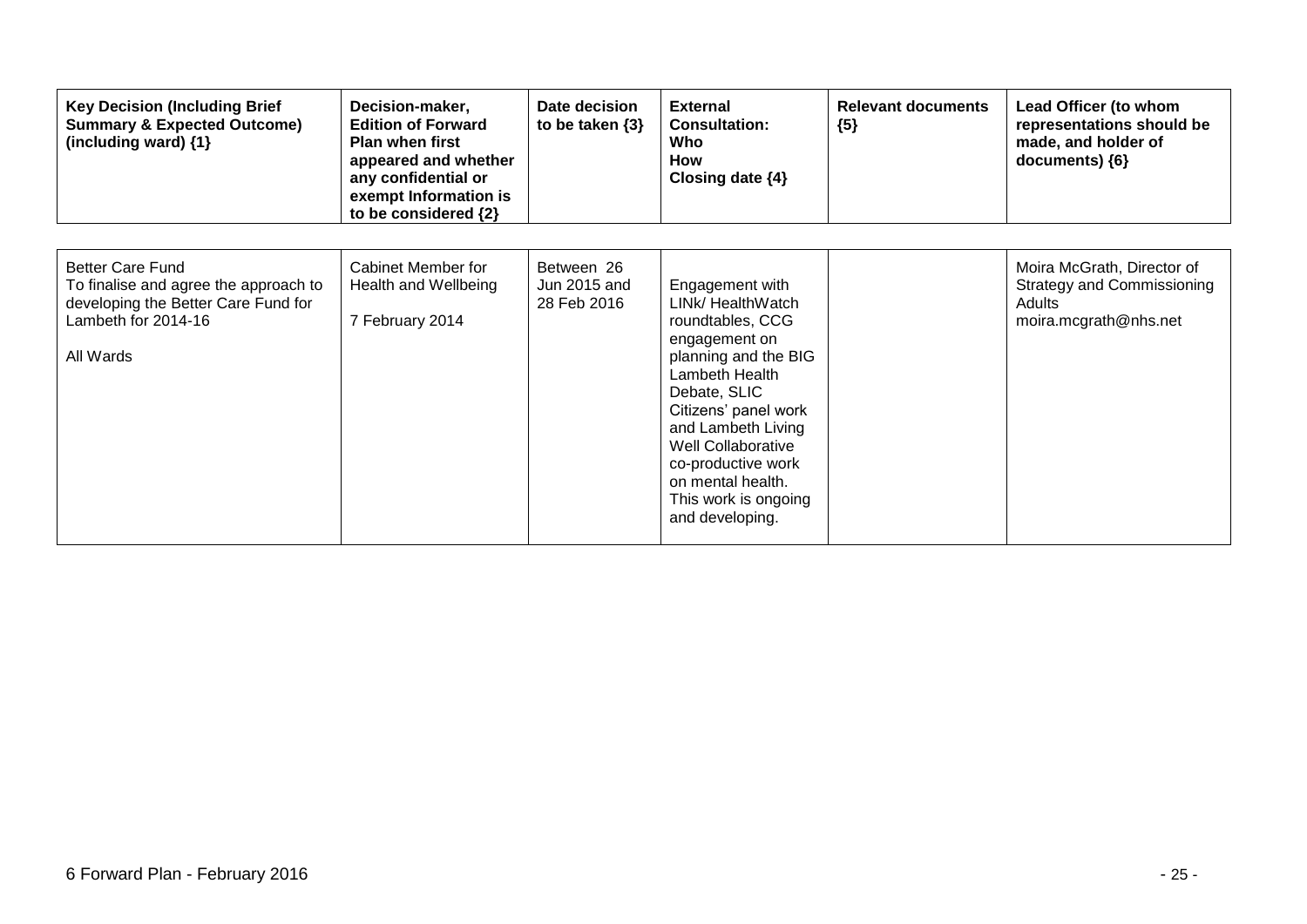| Key Decision (Including Brief Summary & Expected Outcome) (including ward) {1} | Decision-maker, Edition of Forward Plan when first appeared and whether any confidential or exempt Information is to be considered {2} | Date decision to be taken {3} | External Consultation: Who How Closing date {4} | Relevant documents {5} | Lead Officer (to whom representations should be made, and holder of documents) {6} |
|---|---|---|---|---|---|
| Better Care Fund<br>To finalise and agree the approach to developing the Better Care Fund for Lambeth for 2014-16<br><br>All Wards | Cabinet Member for Health and Wellbeing<br><br>7 February 2014 | Between 26 Jun 2015 and 28 Feb 2016 | Engagement with LINk/ HealthWatch roundtables, CCG engagement on planning and the BIG Lambeth Health Debate, SLIC Citizens' panel work and Lambeth Living Well Collaborative co-productive work on mental health. This work is ongoing and developing. | | Moira McGrath, Director of Strategy and Commissioning Adults<br>moira.mcgrath@nhs.net |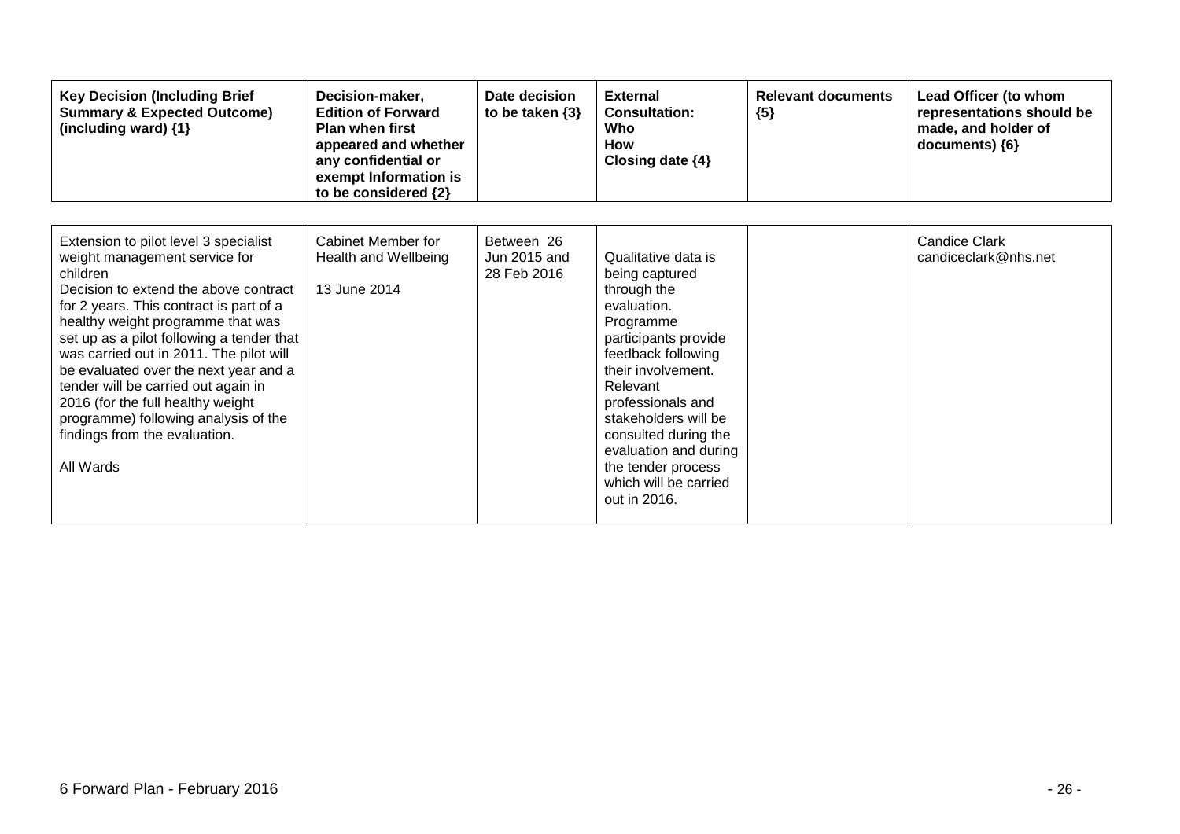| Key Decision (Including Brief Summary & Expected Outcome) (including ward) {1} | Decision-maker, Edition of Forward Plan when first appeared and whether any confidential or exempt Information is to be considered {2} | Date decision to be taken {3} | External Consultation: Who How Closing date {4} | Relevant documents {5} | Lead Officer (to whom representations should be made, and holder of documents) {6} |
|---|---|---|---|---|---|
| Extension to pilot level 3 specialist weight management service for children<br>Decision to extend the above contract for 2 years. This contract is part of a healthy weight programme that was set up as a pilot following a tender that was carried out in 2011. The pilot will be evaluated over the next year and a tender will be carried out again in 2016 (for the full healthy weight programme) following analysis of the findings from the evaluation.<br><br>All Wards | Cabinet Member for Health and Wellbeing<br><br>13 June 2014 | Between 26 Jun 2015 and 28 Feb 2016 | Qualitative data is being captured through the evaluation. Programme participants provide feedback following their involvement. Relevant professionals and stakeholders will be consulted during the evaluation and during the tender process which will be carried out in 2016. | | Candice Clark<br>candiceclark@nhs.net |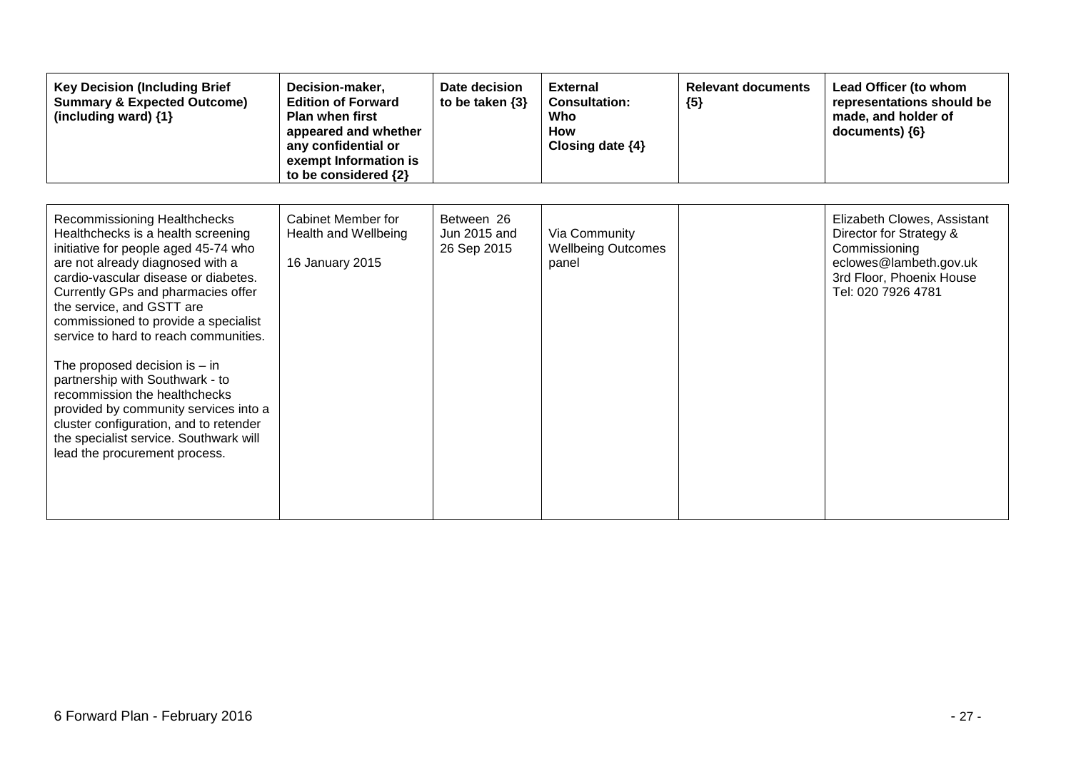| Key Decision (Including Brief Summary & Expected Outcome) (including ward) {1} | Decision-maker, Edition of Forward Plan when first appeared and whether any confidential or exempt Information is to be considered {2} | Date decision to be taken {3} | External Consultation: Who How Closing date {4} | Relevant documents {5} | Lead Officer (to whom representations should be made, and holder of documents) {6} |
|---|---|---|---|---|---|
| Recommissioning Healthchecks<br>Healthchecks is a health screening initiative for people aged 45-74 who are not already diagnosed with a cardio-vascular disease or diabetes. Currently GPs and pharmacies offer the service, and GSTT are commissioned to provide a specialist service to hard to reach communities.<br><br>The proposed decision is – in partnership with Southwark - to recommission the healthchecks provided by community services into a cluster configuration, and to retender the specialist service. Southwark will lead the procurement process. | Cabinet Member for Health and Wellbeing<br><br>16 January 2015 | Between 26 Jun 2015 and 26 Sep 2015 | Via Community Wellbeing Outcomes panel | | Elizabeth Clowes, Assistant Director for Strategy & Commissioning<br>eclowes@lambeth.gov.uk<br>3rd Floor, Phoenix House<br>Tel: 020 7926 4781 |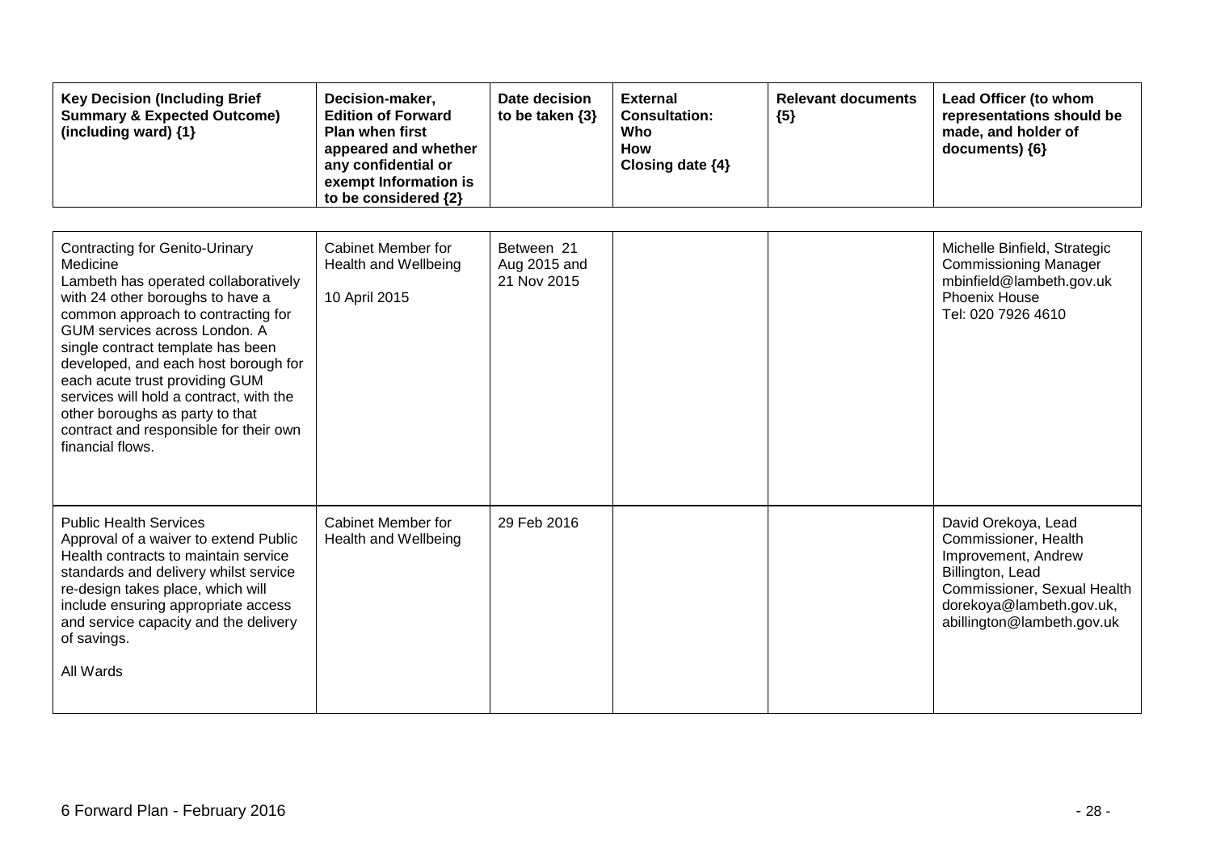| Key Decision (Including Brief Summary & Expected Outcome) (including ward) {1} | Decision-maker, Edition of Forward Plan when first appeared and whether any confidential or exempt Information is to be considered {2} | Date decision to be taken {3} | External Consultation: Who How Closing date {4} | Relevant documents {5} | Lead Officer (to whom representations should be made, and holder of documents) {6} |
|---|---|---|---|---|---|
| Contracting for Genito-Urinary Medicine<br>Lambeth has operated collaboratively with 24 other boroughs to have a common approach to contracting for GUM services across London. A single contract template has been developed, and each host borough for each acute trust providing GUM services will hold a contract, with the other boroughs as party to that contract and responsible for their own financial flows. | Cabinet Member for Health and Wellbeing<br><br>10 April 2015 | Between 21 Aug 2015 and 21 Nov 2015 | | | Michelle Binfield, Strategic Commissioning Manager<br>mbinfield@lambeth.gov.uk<br>Phoenix House<br>Tel: 020 7926 4610 |
| Public Health Services<br>Approval of a waiver to extend Public Health contracts to maintain service standards and delivery whilst service re-design takes place, which will include ensuring appropriate access and service capacity and the delivery of savings.<br><br>All Wards | Cabinet Member for Health and Wellbeing | 29 Feb 2016 | | | David Orekoya, Lead Commissioner, Health Improvement, Andrew Billington, Lead Commissioner, Sexual Health<br>dorekoya@lambeth.gov.uk, abillington@lambeth.gov.uk |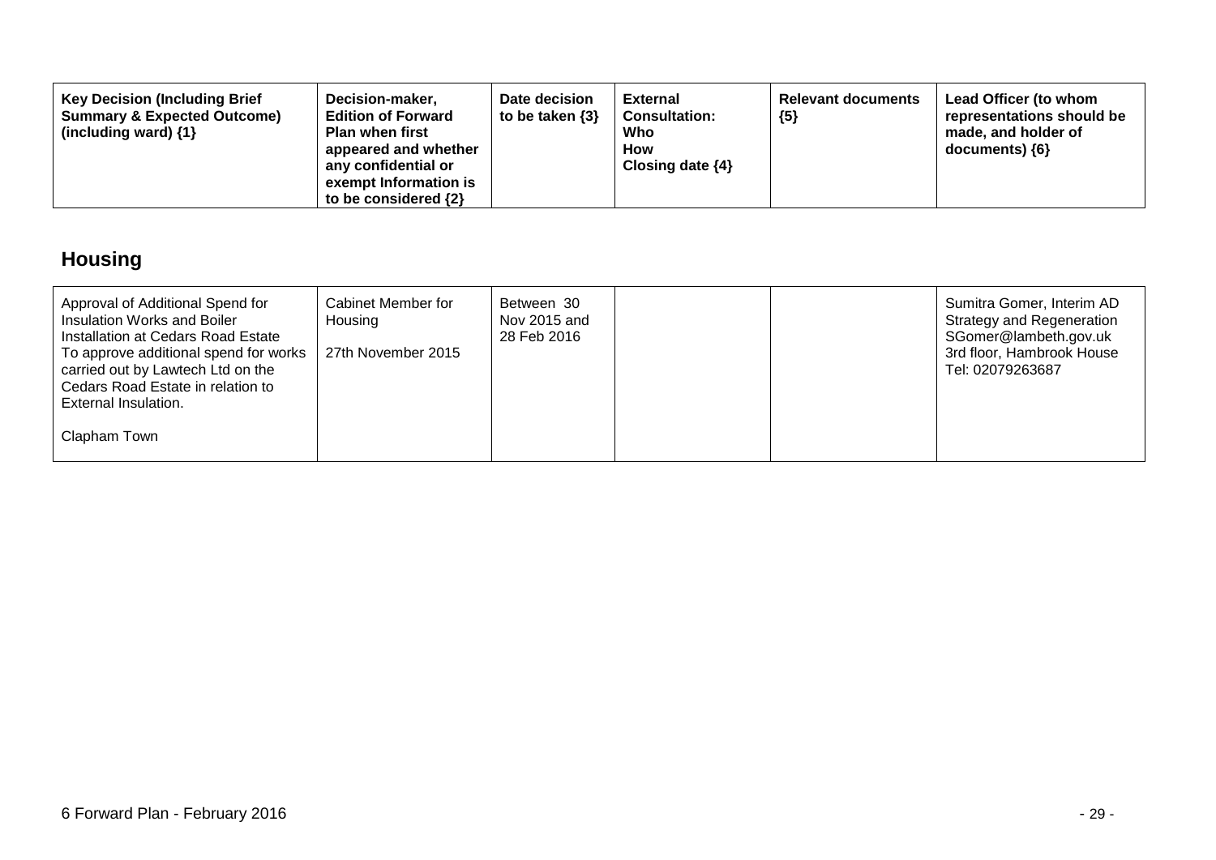| Key Decision (Including Brief Summary & Expected Outcome) (including ward) {1} | Decision-maker, Edition of Forward Plan when first appeared and whether any confidential or exempt Information is to be considered {2} | Date decision to be taken {3} | External Consultation: Who How Closing date {4} | Relevant documents {5} | Lead Officer (to whom representations should be made, and holder of documents) {6} |
|---|---|---|---|---|---|

## Housing

| | | | | | |
|---|---|---|---|---|---|
| Approval of Additional Spend for Insulation Works and Boiler Installation at Cedars Road Estate<br>To approve additional spend for works carried out by Lawtech Ltd on the Cedars Road Estate in relation to External Insulation.<br><br>Clapham Town | Cabinet Member for Housing<br><br>27th November 2015 | Between 30 Nov 2015 and 28 Feb 2016 | | | Sumitra Gomer, Interim AD Strategy and Regeneration<br>SGomer@lambeth.gov.uk<br>3rd floor, Hambrook House<br>Tel: 02079263687 |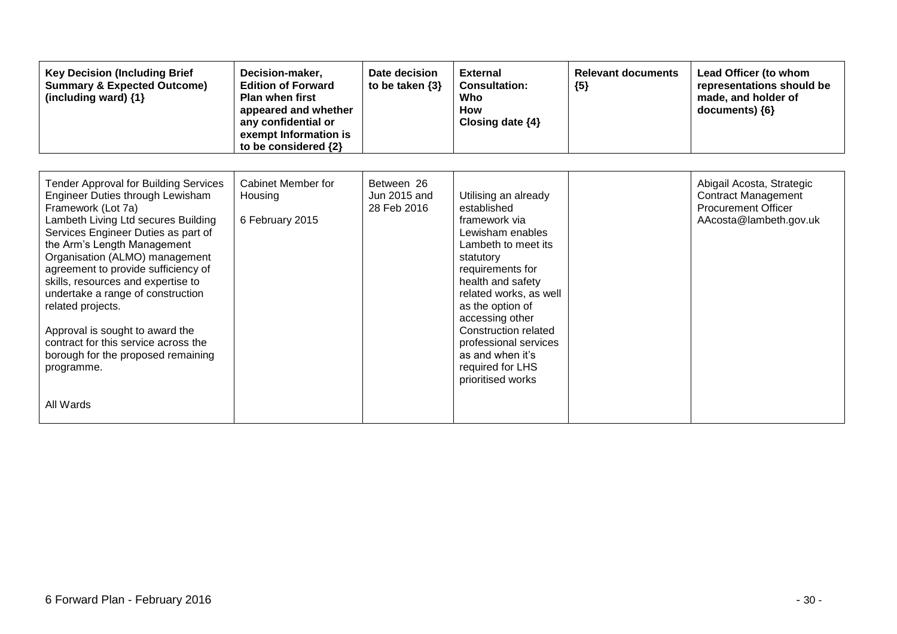| Key Decision (Including Brief Summary & Expected Outcome) (including ward) {1} | Decision-maker, Edition of Forward Plan when first appeared and whether any confidential or exempt Information is to be considered {2} | Date decision to be taken {3} | External Consultation: Who How Closing date {4} | Relevant documents {5} | Lead Officer (to whom representations should be made, and holder of documents) {6} |
|---|---|---|---|---|---|
| Tender Approval for Building Services Engineer Duties through Lewisham Framework (Lot 7a)<br>Lambeth Living Ltd secures Building Services Engineer Duties as part of the Arm's Length Management Organisation (ALMO) management agreement to provide sufficiency of skills, resources and expertise to undertake a range of construction related projects.<br><br>Approval is sought to award the contract for this service across the borough for the proposed remaining programme.<br><br>All Wards | Cabinet Member for Housing<br><br>6 February 2015 | Between 26 Jun 2015 and 28 Feb 2016 | Utilising an already established framework via Lewisham enables Lambeth to meet its statutory requirements for health and safety related works, as well as the option of accessing other Construction related professional services as and when it's required for LHS prioritised works | | Abigail Acosta, Strategic Contract Management Procurement Officer<br>AAcosta@lambeth.gov.uk |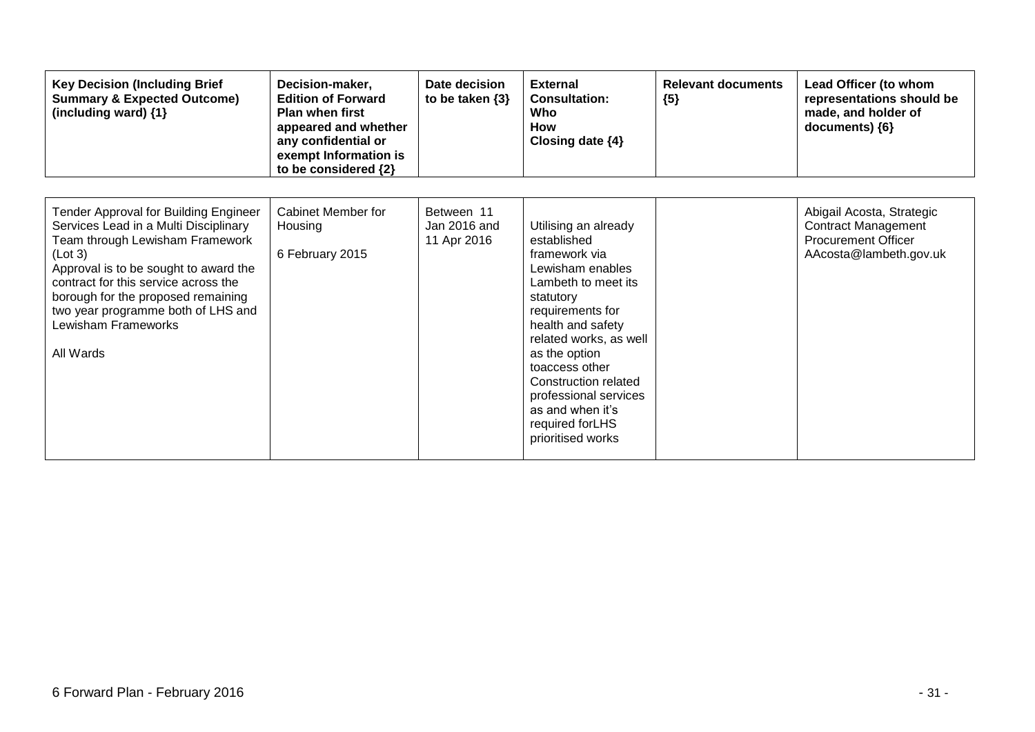| Key Decision (Including Brief Summary & Expected Outcome) (including ward) {1} | Decision-maker, Edition of Forward Plan when first appeared and whether any confidential or exempt Information is to be considered {2} | Date decision to be taken {3} | External Consultation: Who How Closing date {4} | Relevant documents {5} | Lead Officer (to whom representations should be made, and holder of documents) {6} |
|---|---|---|---|---|---|
| Tender Approval for Building Engineer Services Lead in a Multi Disciplinary Team through Lewisham Framework (Lot 3)<br>Approval is to be sought to award the contract for this service across the borough for the proposed remaining two year programme both of LHS and Lewisham Frameworks<br><br>All Wards | Cabinet Member for Housing<br><br>6 February 2015 | Between 11 Jan 2016 and 11 Apr 2016 | Utilising an already established framework via Lewisham enables Lambeth to meet its statutory requirements for health and safety related works, as well as the option toaccess other Construction related professional services as and when it's required forLHS prioritised works | | Abigail Acosta, Strategic Contract Management Procurement Officer AAcosta@lambeth.gov.uk |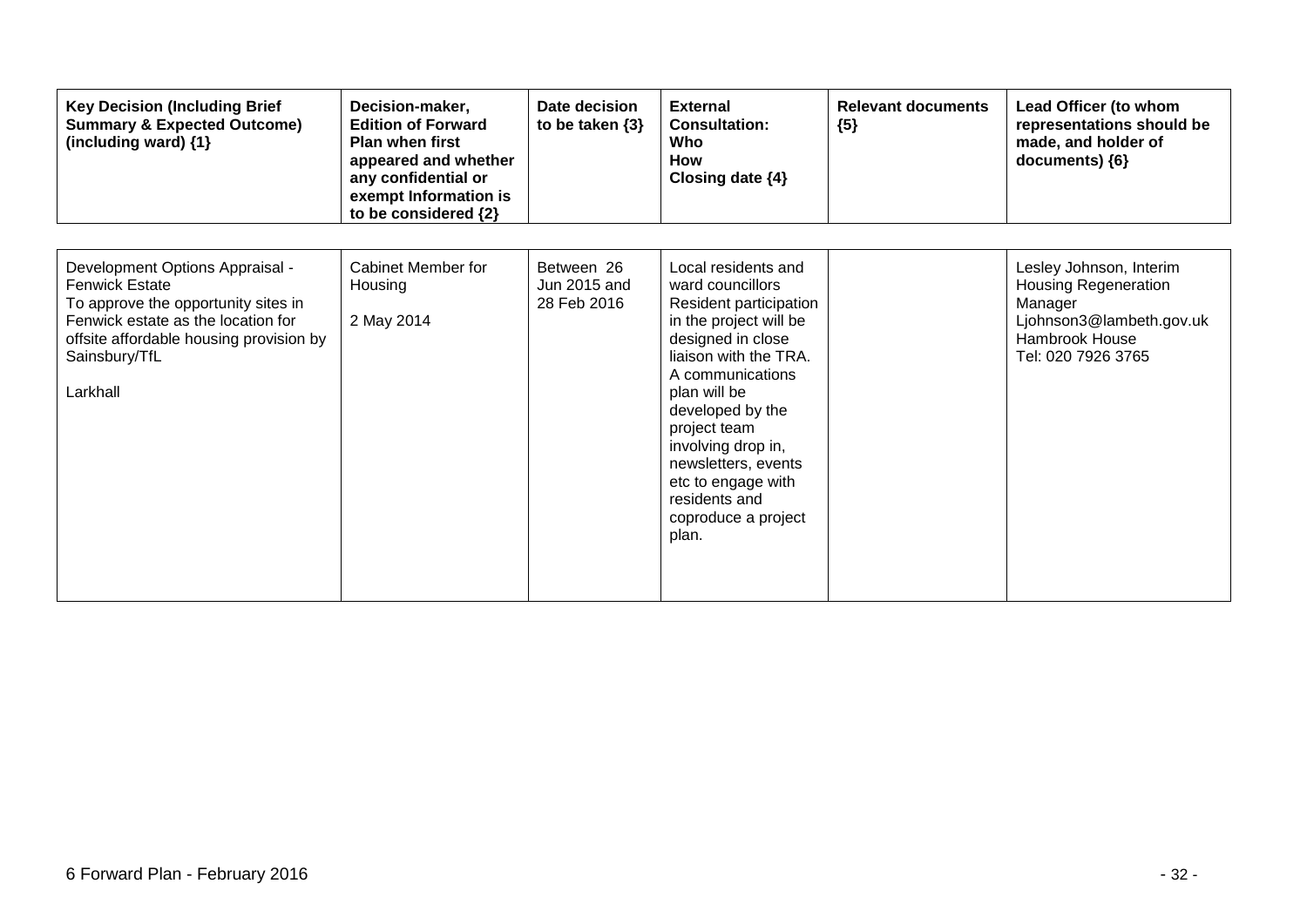| Key Decision (Including Brief Summary & Expected Outcome) (including ward) {1} | Decision-maker, Edition of Forward Plan when first appeared and whether any confidential or exempt Information is to be considered {2} | Date decision to be taken {3} | External Consultation: Who How Closing date {4} | Relevant documents {5} | Lead Officer (to whom representations should be made, and holder of documents) {6} |
|---|---|---|---|---|---|
| Development Options Appraisal - Fenwick Estate<br>To approve the opportunity sites in Fenwick estate as the location for offsite affordable housing provision by Sainsbury/TfL<br><br>Larkhall | Cabinet Member for Housing<br><br>2 May 2014 | Between 26 Jun 2015 and 28 Feb 2016 | Local residents and ward councillors<br>Resident participation in the project will be designed in close liaison with the TRA. A communications plan will be developed by the project team involving drop in, newsletters, events etc to engage with residents and coproduce a project plan. | | Lesley Johnson, Interim Housing Regeneration Manager<br>Ljohnson3@lambeth.gov.uk<br>Hambrook House<br>Tel: 020 7926 3765 |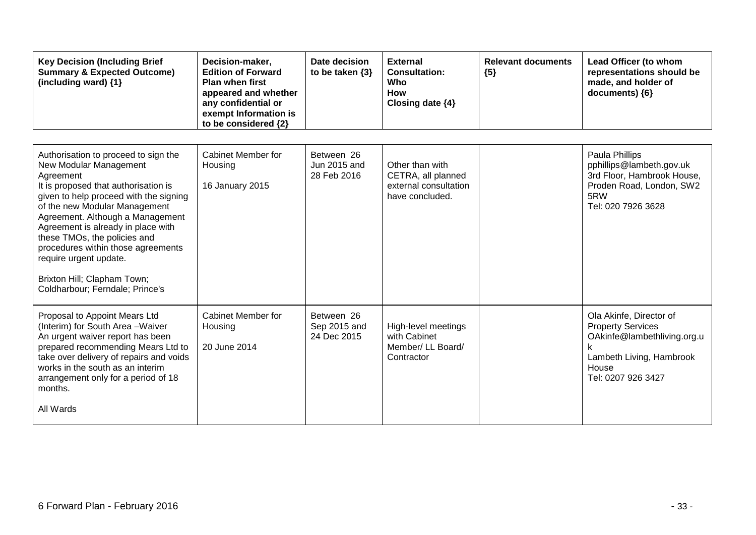| Key Decision (Including Brief Summary & Expected Outcome) (including ward) {1} | Decision-maker, Edition of Forward Plan when first appeared and whether any confidential or exempt Information is to be considered {2} | Date decision to be taken {3} | External Consultation: Who How Closing date {4} | Relevant documents {5} | Lead Officer (to whom representations should be made, and holder of documents) {6} |
|---|---|---|---|---|---|
| Authorisation to proceed to sign the New Modular Management Agreement<br>It is proposed that authorisation is given to help proceed with the signing of the new Modular Management Agreement. Although a Management Agreement is already in place with these TMOs, the policies and procedures within those agreements require urgent update.<br><br>Brixton Hill; Clapham Town; Coldharbour; Ferndale; Prince's | Cabinet Member for Housing<br><br>16 January 2015 | Between 26 Jun 2015 and 28 Feb 2016 | Other than with CETRA, all planned external consultation have concluded. | | Paula Phillips<br>pphillips@lambeth.gov.uk<br>3rd Floor, Hambrook House, Proden Road, London, SW2 5RW<br>Tel: 020 7926 3628 |
| Proposal to Appoint Mears Ltd (Interim) for South Area –Waiver<br>An urgent waiver report has been prepared recommending Mears Ltd to take over delivery of repairs and voids works in the south as an interim arrangement only for a period of 18 months.<br><br>All Wards | Cabinet Member for Housing<br><br>20 June 2014 | Between 26 Sep 2015 and 24 Dec 2015 | High-level meetings with Cabinet Member/ LL Board/ Contractor | | Ola Akinfe, Director of Property Services<br>OAkinfe@lambethliving.org.uk<br>Lambeth Living, Hambrook House<br>Tel: 0207 926 3427 |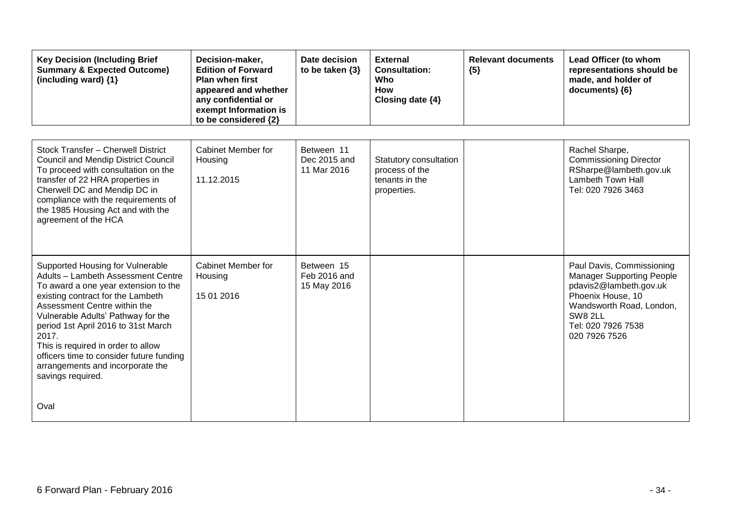| Key Decision (Including Brief Summary & Expected Outcome) (including ward) {1} | Decision-maker, Edition of Forward Plan when first appeared and whether any confidential or exempt Information is to be considered {2} | Date decision to be taken {3} | External Consultation: Who How Closing date {4} | Relevant documents {5} | Lead Officer (to whom representations should be made, and holder of documents) {6} |
|---|---|---|---|---|---|
| Stock Transfer – Cherwell District Council and Mendip District Council To proceed with consultation on the transfer of 22 HRA properties in Cherwell DC and Mendip DC in compliance with the requirements of the 1985 Housing Act and with the agreement of the HCA | Cabinet Member for Housing<br><br>11.12.2015 | Between 11 Dec 2015 and 11 Mar 2016 | Statutory consultation process of the tenants in the properties. | | Rachel Sharpe, Commissioning Director RSharpe@lambeth.gov.uk Lambeth Town Hall Tel: 020 7926 3463 |
| Supported Housing for Vulnerable Adults – Lambeth Assessment Centre To award a one year extension to the existing contract for the Lambeth Assessment Centre within the Vulnerable Adults' Pathway for the period 1st April 2016 to 31st March 2017.<br>This is required in order to allow officers time to consider future funding arrangements and incorporate the savings required.<br><br>Oval | Cabinet Member for Housing<br><br>15 01 2016 | Between 15 Feb 2016 and 15 May 2016 | | | Paul Davis, Commissioning Manager Supporting People pdavis2@lambeth.gov.uk Phoenix House, 10 Wandsworth Road, London, SW8 2LL Tel: 020 7926 7538 020 7926 7526 |

6 Forward Plan - February 2016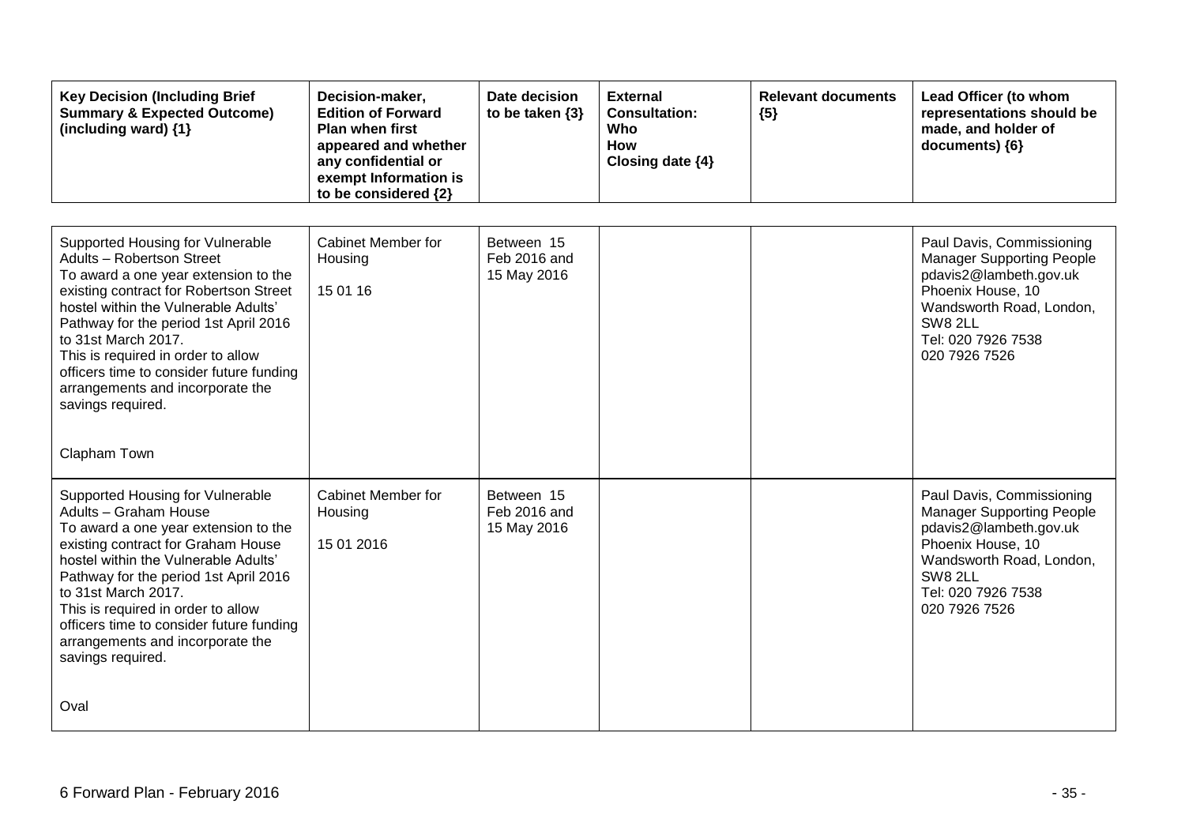| Key Decision (Including Brief Summary & Expected Outcome) (including ward) {1} | Decision-maker, Edition of Forward Plan when first appeared and whether any confidential or exempt Information is to be considered {2} | Date decision to be taken {3} | External Consultation: Who How Closing date {4} | Relevant documents {5} | Lead Officer (to whom representations should be made, and holder of documents) {6} |
|---|---|---|---|---|---|
| Supported Housing for Vulnerable Adults – Robertson Street<br>To award a one year extension to the existing contract for Robertson Street hostel within the Vulnerable Adults' Pathway for the period 1st April 2016 to 31st March 2017.<br>This is required in order to allow officers time to consider future funding arrangements and incorporate the savings required.<br><br>Clapham Town | Cabinet Member for Housing<br><br>15 01 16 | Between 15 Feb 2016 and 15 May 2016 | | | Paul Davis, Commissioning Manager Supporting People<br>pdavis2@lambeth.gov.uk<br>Phoenix House, 10 Wandsworth Road, London, SW8 2LL<br>Tel: 020 7926 7538<br>020 7926 7526 |
| Supported Housing for Vulnerable Adults – Graham House<br>To award a one year extension to the existing contract for Graham House hostel within the Vulnerable Adults' Pathway for the period 1st April 2016 to 31st March 2017.<br>This is required in order to allow officers time to consider future funding arrangements and incorporate the savings required.<br><br>Oval | Cabinet Member for Housing<br><br>15 01 2016 | Between 15 Feb 2016 and 15 May 2016 | | | Paul Davis, Commissioning Manager Supporting People<br>pdavis2@lambeth.gov.uk<br>Phoenix House, 10 Wandsworth Road, London, SW8 2LL<br>Tel: 020 7926 7538<br>020 7926 7526 |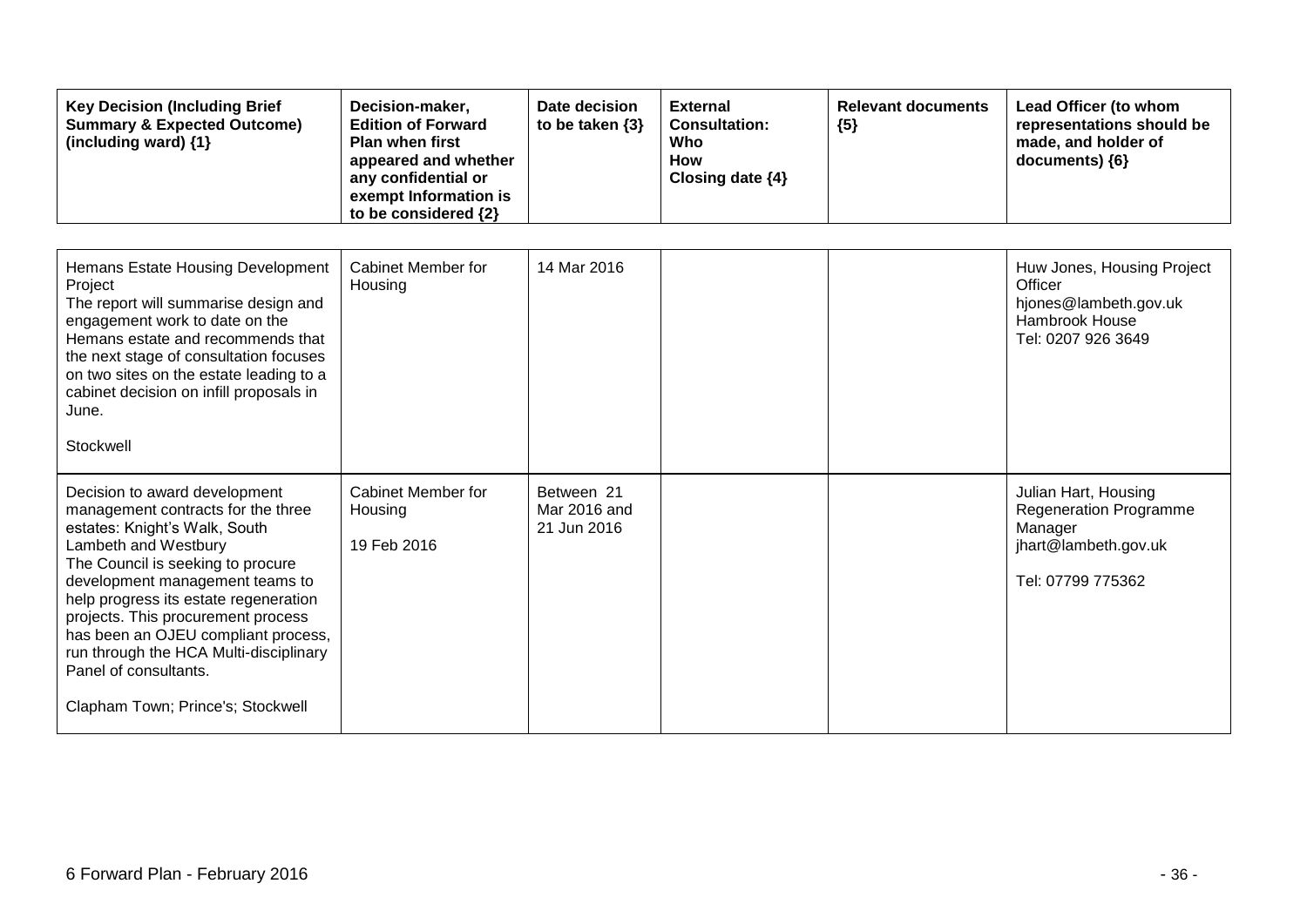| Key Decision (Including Brief Summary & Expected Outcome) (including ward) {1} | Decision-maker, Edition of Forward Plan when first appeared and whether any confidential or exempt Information is to be considered {2} | Date decision to be taken {3} | External Consultation: Who How Closing date {4} | Relevant documents {5} | Lead Officer (to whom representations should be made, and holder of documents) {6} |
|---|---|---|---|---|---|
| Hemans Estate Housing Development Project<br>The report will summarise design and engagement work to date on the Hemans estate and recommends that the next stage of consultation focuses on two sites on the estate leading to a cabinet decision on infill proposals in June.<br><br>Stockwell | Cabinet Member for Housing | 14 Mar 2016 | | | Huw Jones, Housing Project Officer<br>hjones@lambeth.gov.uk<br>Hambrook House<br>Tel: 0207 926 3649 |
| Decision to award development management contracts for the three estates: Knight's Walk, South Lambeth and Westbury<br>The Council is seeking to procure development management teams to help progress its estate regeneration projects. This procurement process has been an OJEU compliant process, run through the HCA Multi-disciplinary Panel of consultants.<br><br>Clapham Town; Prince's; Stockwell | Cabinet Member for Housing<br><br>19 Feb 2016 | Between 21 Mar 2016 and 21 Jun 2016 | | | Julian Hart, Housing Regeneration Programme Manager<br>jhart@lambeth.gov.uk<br><br>Tel: 07799 775362 |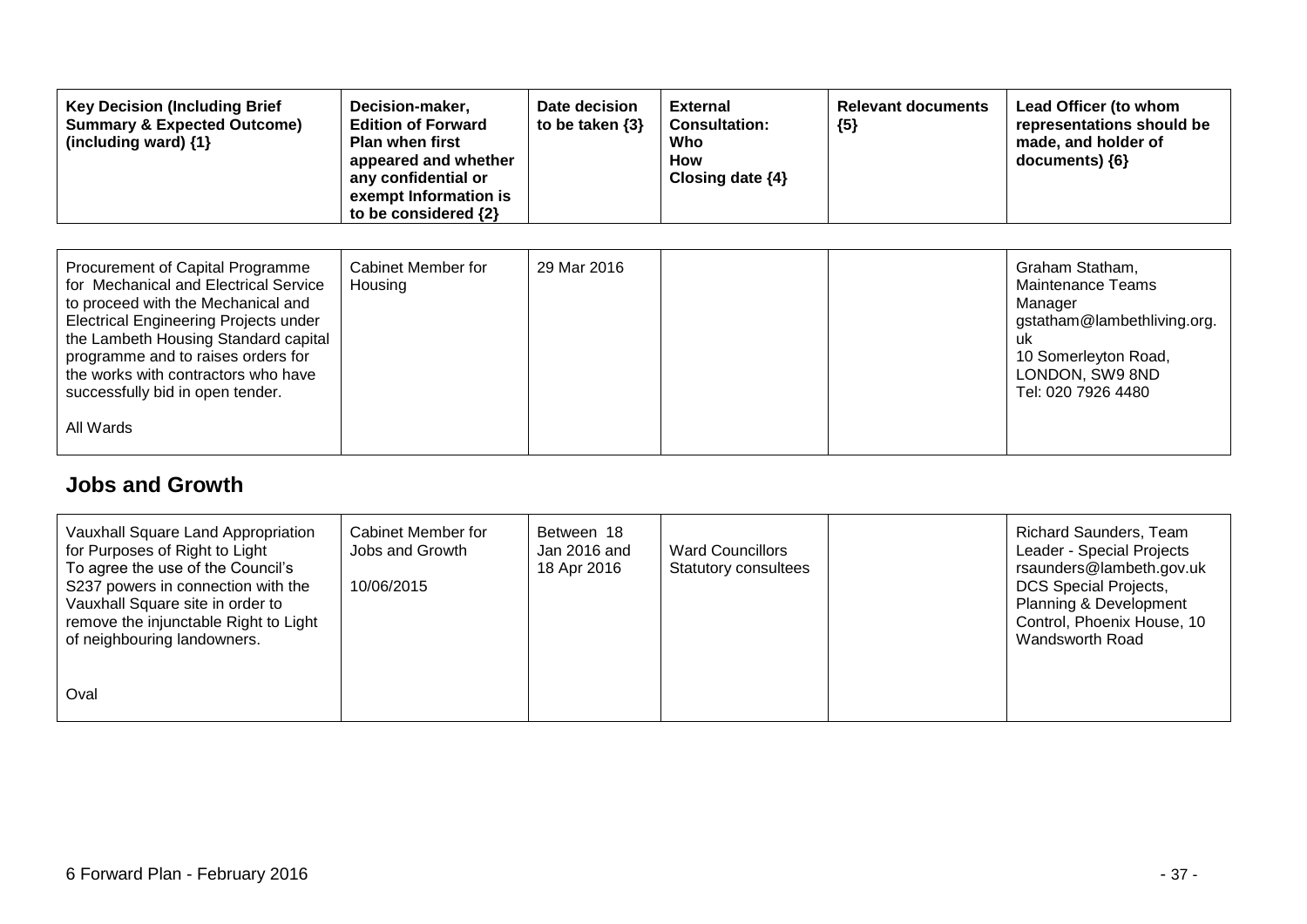| Key Decision (Including Brief Summary & Expected Outcome) (including ward) {1} | Decision-maker, Edition of Forward Plan when first appeared and whether any confidential or exempt Information is to be considered {2} | Date decision to be taken {3} | External Consultation: Who How Closing date {4} | Relevant documents {5} | Lead Officer (to whom representations should be made, and holder of documents) {6} |
|---|---|---|---|---|---|
| Procurement of Capital Programme for Mechanical and Electrical Service to proceed with the Mechanical and Electrical Engineering Projects under the Lambeth Housing Standard capital programme and to raises orders for the works with contractors who have successfully bid in open tender.<br><br>All Wards | Cabinet Member for Housing | 29 Mar 2016 | | | Graham Statham, Maintenance Teams Manager gstatham@lambethliving.org.uk<br>10 Somerleyton Road, LONDON, SW9 8ND<br>Tel: 020 7926 4480 |

## Jobs and Growth

| Key Decision (Including Brief Summary & Expected Outcome) (including ward) {1} | Decision-maker, Edition of Forward Plan when first appeared and whether any confidential or exempt Information is to be considered {2} | Date decision to be taken {3} | External Consultation: Who How Closing date {4} | Relevant documents {5} | Lead Officer (to whom representations should be made, and holder of documents) {6} |
|---|---|---|---|---|---|
| Vauxhall Square Land Appropriation for Purposes of Right to Light<br>To agree the use of the Council's S237 powers in connection with the Vauxhall Square site in order to remove the injunctable Right to Light of neighbouring landowners.<br><br>Oval | Cabinet Member for Jobs and Growth<br><br>10/06/2015 | Between 18 Jan 2016 and 18 Apr 2016 | Ward Councillors<br>Statutory consultees | | Richard Saunders, Team Leader - Special Projects rsaunders@lambeth.gov.uk<br>DCS Special Projects, Planning & Development Control, Phoenix House, 10 Wandsworth Road |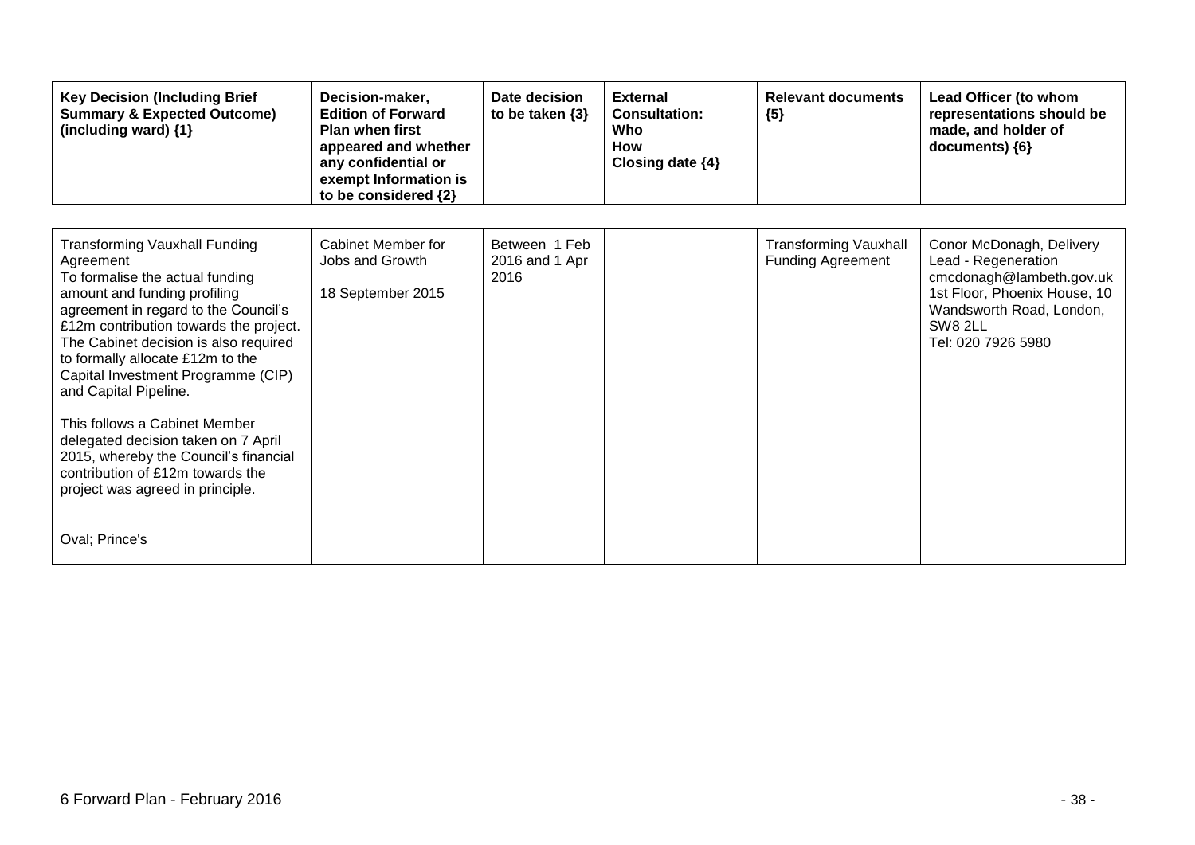| Key Decision (Including Brief Summary & Expected Outcome) (including ward) {1} | Decision-maker, Edition of Forward Plan when first appeared and whether any confidential or exempt Information is to be considered {2} | Date decision to be taken {3} | External Consultation: Who How Closing date {4} | Relevant documents {5} | Lead Officer (to whom representations should be made, and holder of documents) {6} |
|---|---|---|---|---|---|
| Transforming Vauxhall Funding Agreement<br>To formalise the actual funding amount and funding profiling agreement in regard to the Council's £12m contribution towards the project. The Cabinet decision is also required to formally allocate £12m to the Capital Investment Programme (CIP) and Capital Pipeline.<br><br>This follows a Cabinet Member delegated decision taken on 7 April 2015, whereby the Council's financial contribution of £12m towards the project was agreed in principle.<br><br>Oval; Prince's | Cabinet Member for Jobs and Growth<br><br>18 September 2015 | Between 1 Feb 2016 and 1 Apr 2016 | | Transforming Vauxhall Funding Agreement | Conor McDonagh, Delivery Lead - Regeneration<br>cmcdonagh@lambeth.gov.uk<br>1st Floor, Phoenix House, 10 Wandsworth Road, London, SW8 2LL<br>Tel: 020 7926 5980 |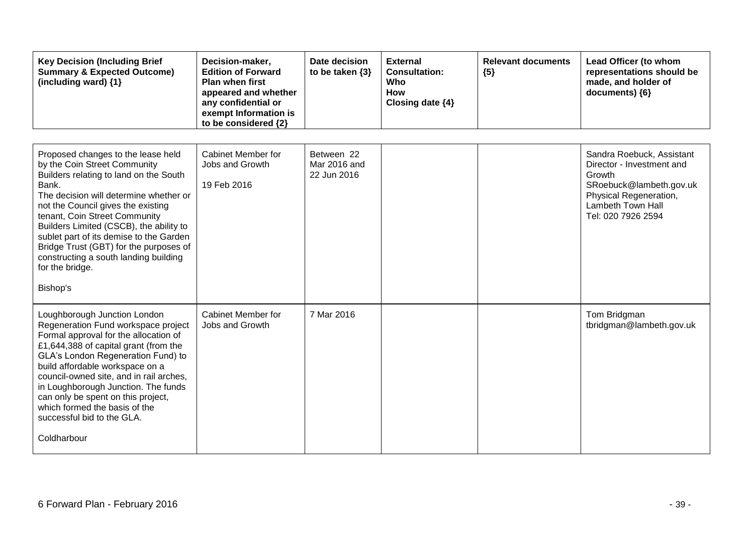| Key Decision (Including Brief Summary & Expected Outcome) (including ward) {1} | Decision-maker, Edition of Forward Plan when first appeared and whether any confidential or exempt Information is to be considered {2} | Date decision to be taken {3} | External Consultation: Who How Closing date {4} | Relevant documents {5} | Lead Officer (to whom representations should be made, and holder of documents) {6} |
|---|---|---|---|---|---|
| Proposed changes to the lease held by the Coin Street Community Builders relating to land on the South Bank.<br>The decision will determine whether or not the Council gives the existing tenant, Coin Street Community Builders Limited (CSCB), the ability to sublet part of its demise to the Garden Bridge Trust (GBT) for the purposes of constructing a south landing building for the bridge.<br><br>Bishop's | Cabinet Member for Jobs and Growth<br><br>19 Feb 2016 | Between 22 Mar 2016 and 22 Jun 2016 | | | Sandra Roebuck, Assistant Director - Investment and Growth<br>SRoebuck@lambeth.gov.uk<br>Physical Regeneration, Lambeth Town Hall<br>Tel: 020 7926 2594 |
| Loughborough Junction London Regeneration Fund workspace project<br>Formal approval for the allocation of £1,644,388 of capital grant (from the GLA's London Regeneration Fund) to build affordable workspace on a council-owned site, and in rail arches, in Loughborough Junction. The funds can only be spent on this project, which formed the basis of the successful bid to the GLA.<br><br>Coldharbour | Cabinet Member for Jobs and Growth | 7 Mar 2016 | | | Tom Bridgman<br>tbridgman@lambeth.gov.uk |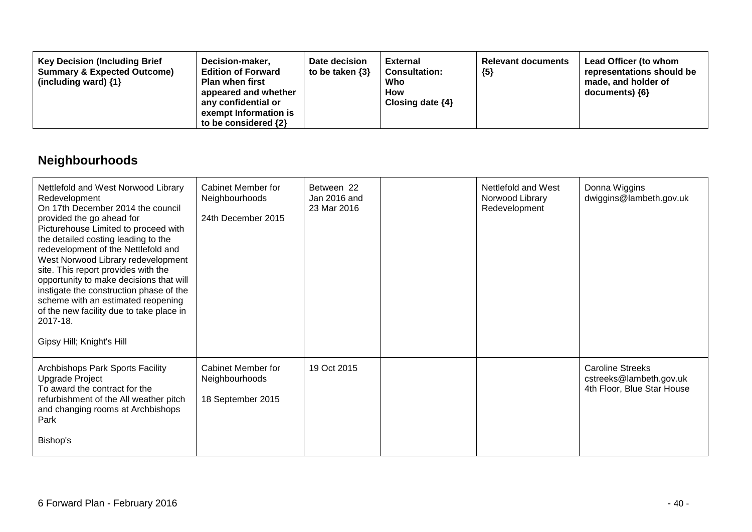| Key Decision (Including Brief Summary & Expected Outcome) (including ward) {1} | Decision-maker, Edition of Forward Plan when first appeared and whether any confidential or exempt Information is to be considered {2} | Date decision to be taken {3} | External Consultation: Who How Closing date {4} | Relevant documents {5} | Lead Officer (to whom representations should be made, and holder of documents) {6} |
|---|---|---|---|---|---|

## Neighbourhoods

| | | | | | |
|---|---|---|---|---|---|
| Nettlefold and West Norwood Library Redevelopment<br>On 17th December 2014 the council provided the go ahead for Picturehouse Limited to proceed with the detailed costing leading to the redevelopment of the Nettlefold and West Norwood Library redevelopment site. This report provides with the opportunity to make decisions that will instigate the construction phase of the scheme with an estimated reopening of the new facility due to take place in 2017-18.<br><br>Gipsy Hill; Knight's Hill | Cabinet Member for Neighbourhoods<br><br>24th December 2015 | Between 22 Jan 2016 and 23 Mar 2016 | | Nettlefold and West Norwood Library Redevelopment | Donna Wiggins<br>dwiggins@lambeth.gov.uk |
| Archbishops Park Sports Facility Upgrade Project<br>To award the contract for the refurbishment of the All weather pitch and changing rooms at Archbishops Park<br><br>Bishop's | Cabinet Member for Neighbourhoods<br><br>18 September 2015 | 19 Oct 2015 | | | Caroline Streeks<br>cstreeks@lambeth.gov.uk<br>4th Floor, Blue Star House |

6 Forward Plan - February 2016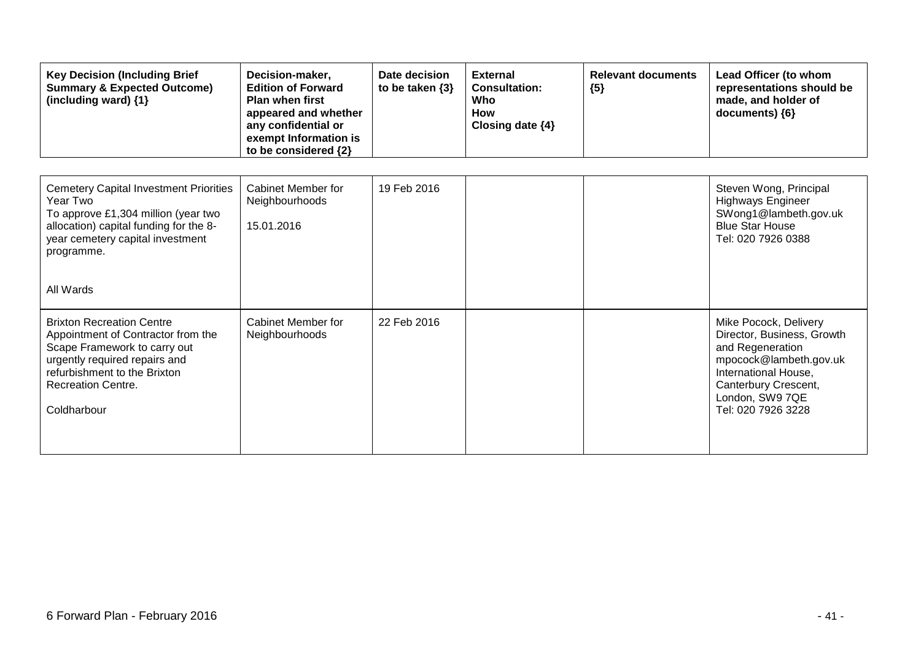| Key Decision (Including Brief Summary & Expected Outcome) (including ward) {1} | Decision-maker, Edition of Forward Plan when first appeared and whether any confidential or exempt Information is to be considered {2} | Date decision to be taken {3} | External Consultation: Who How Closing date {4} | Relevant documents {5} | Lead Officer (to whom representations should be made, and holder of documents) {6} |
|---|---|---|---|---|---|
| Cemetery Capital Investment Priorities Year Two<br>To approve £1,304 million (year two allocation) capital funding for the 8-year cemetery capital investment programme.<br><br>All Wards | Cabinet Member for Neighbourhoods<br><br>15.01.2016 | 19 Feb 2016 | | | Steven Wong, Principal Highways Engineer<br>SWong1@lambeth.gov.uk<br>Blue Star House<br>Tel: 020 7926 0388 |
| Brixton Recreation Centre<br>Appointment of Contractor from the Scape Framework to carry out urgently required repairs and refurbishment to the Brixton Recreation Centre.<br><br>Coldharbour | Cabinet Member for Neighbourhoods | 22 Feb 2016 | | | Mike Pocock, Delivery Director, Business, Growth and Regeneration<br>mpocock@lambeth.gov.uk<br>International House, Canterbury Crescent, London, SW9 7QE<br>Tel: 020 7926 3228 |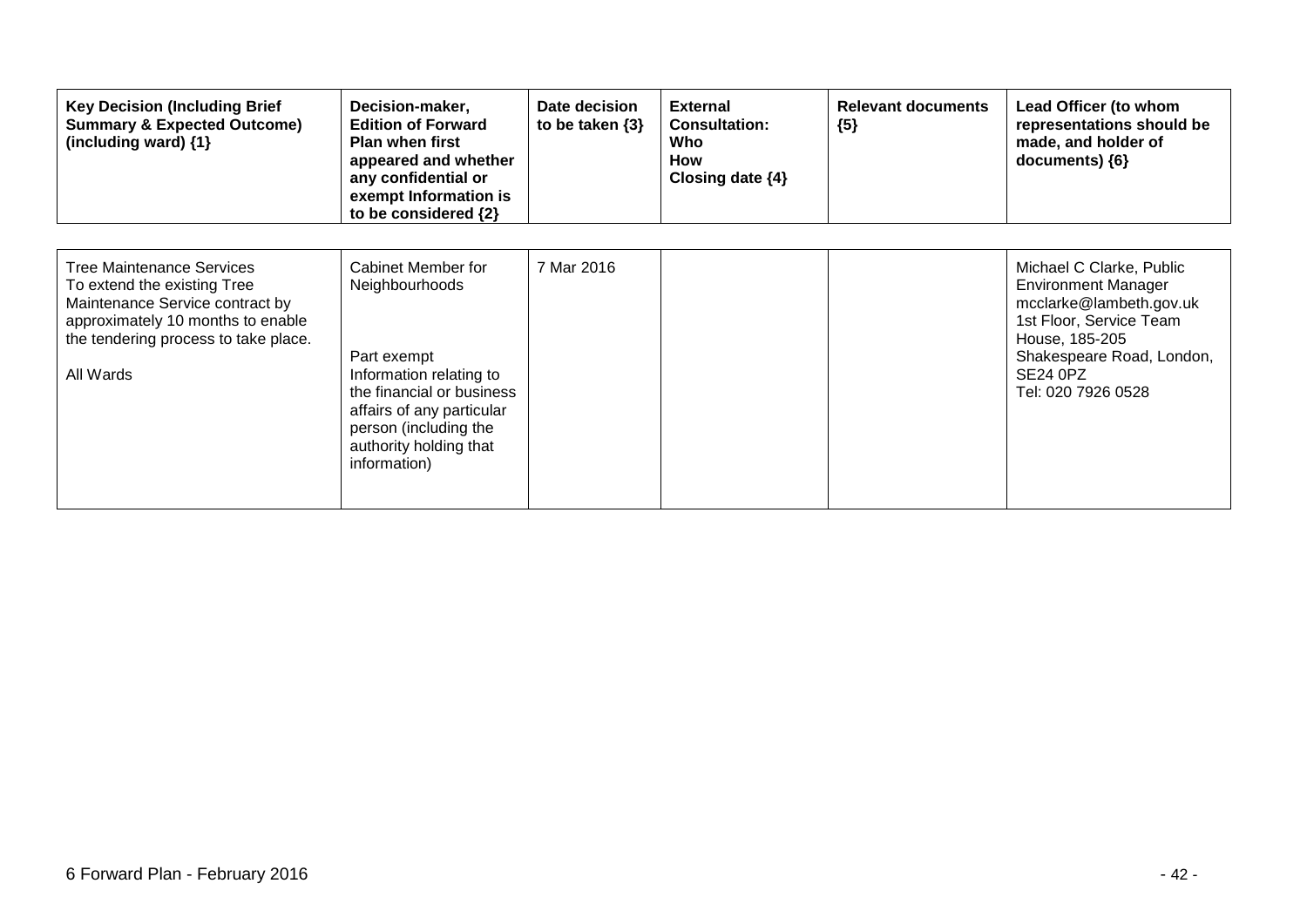| Key Decision (Including Brief Summary & Expected Outcome) (including ward) {1} | Decision-maker, Edition of Forward Plan when first appeared and whether any confidential or exempt Information is to be considered {2} | Date decision to be taken {3} | External Consultation: Who How Closing date {4} | Relevant documents {5} | Lead Officer (to whom representations should be made, and holder of documents) {6} |
|---|---|---|---|---|---|
| Tree Maintenance Services<br>To extend the existing Tree Maintenance Service contract by approximately 10 months to enable the tendering process to take place.<br><br>All Wards | Cabinet Member for Neighbourhoods<br><br>Part exempt<br>Information relating to the financial or business affairs of any particular person (including the authority holding that information) | 7 Mar 2016 | | | Michael C Clarke, Public Environment Manager<br>mcclarke@lambeth.gov.uk<br>1st Floor, Service Team House, 185-205 Shakespeare Road, London, SE24 0PZ<br>Tel: 020 7926 0528 |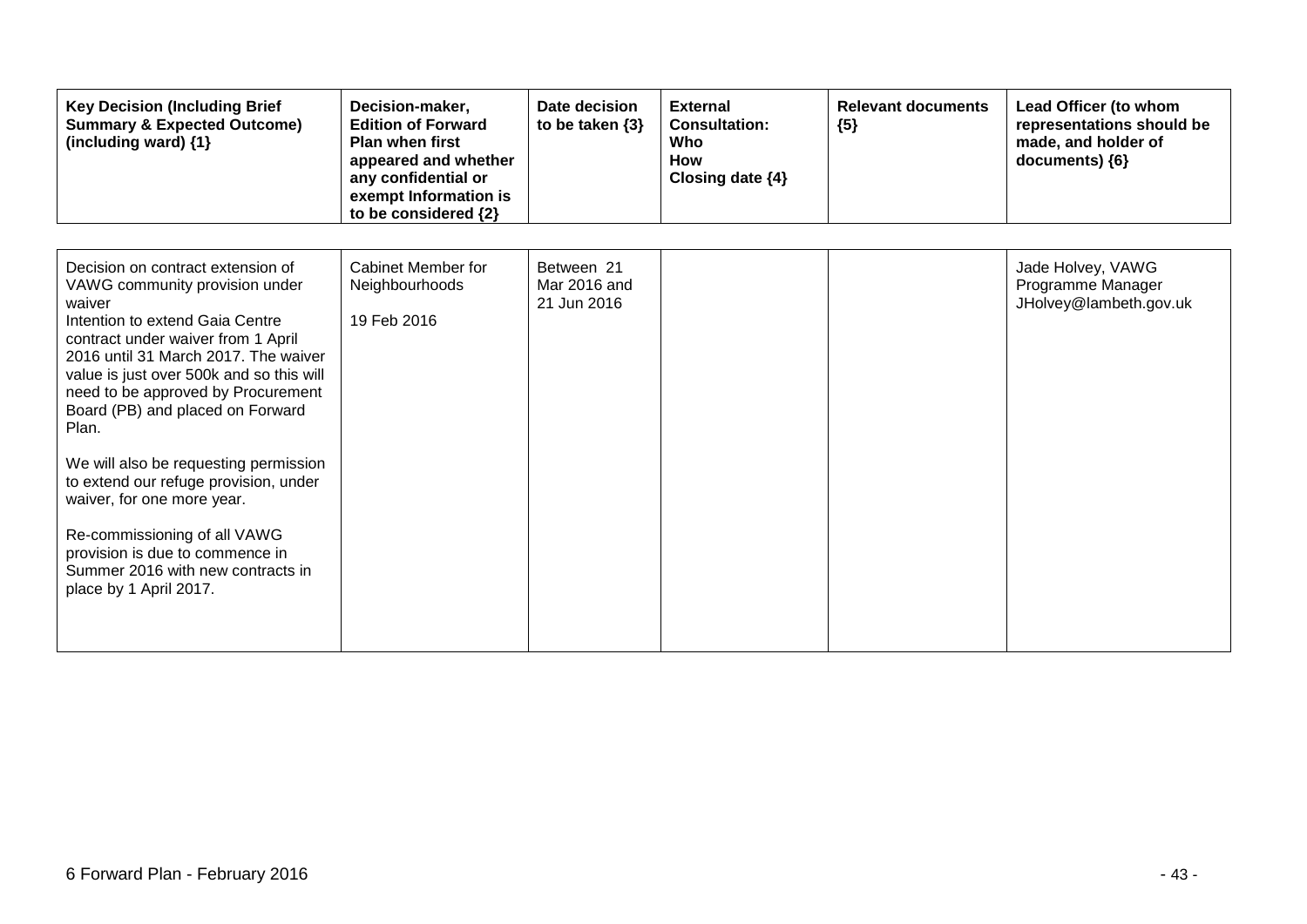| Key Decision (Including Brief Summary & Expected Outcome) (including ward) {1} | Decision-maker, Edition of Forward Plan when first appeared and whether any confidential or exempt Information is to be considered {2} | Date decision to be taken {3} | External Consultation: Who How Closing date {4} | Relevant documents {5} | Lead Officer (to whom representations should be made, and holder of documents) {6} |
|---|---|---|---|---|---|
| Decision on contract extension of VAWG community provision under waiver<br>Intention to extend Gaia Centre contract under waiver from 1 April 2016 until 31 March 2017. The waiver value is just over 500k and so this will need to be approved by Procurement Board (PB) and placed on Forward Plan.<br><br>We will also be requesting permission to extend our refuge provision, under waiver, for one more year.<br><br>Re-commissioning of all VAWG provision is due to commence in Summer 2016 with new contracts in place by 1 April 2017. | Cabinet Member for Neighbourhoods<br><br>19 Feb 2016 | Between 21 Mar 2016 and 21 Jun 2016 | | | Jade Holvey, VAWG Programme Manager JHolvey@lambeth.gov.uk |

6 Forward Plan - February 2016